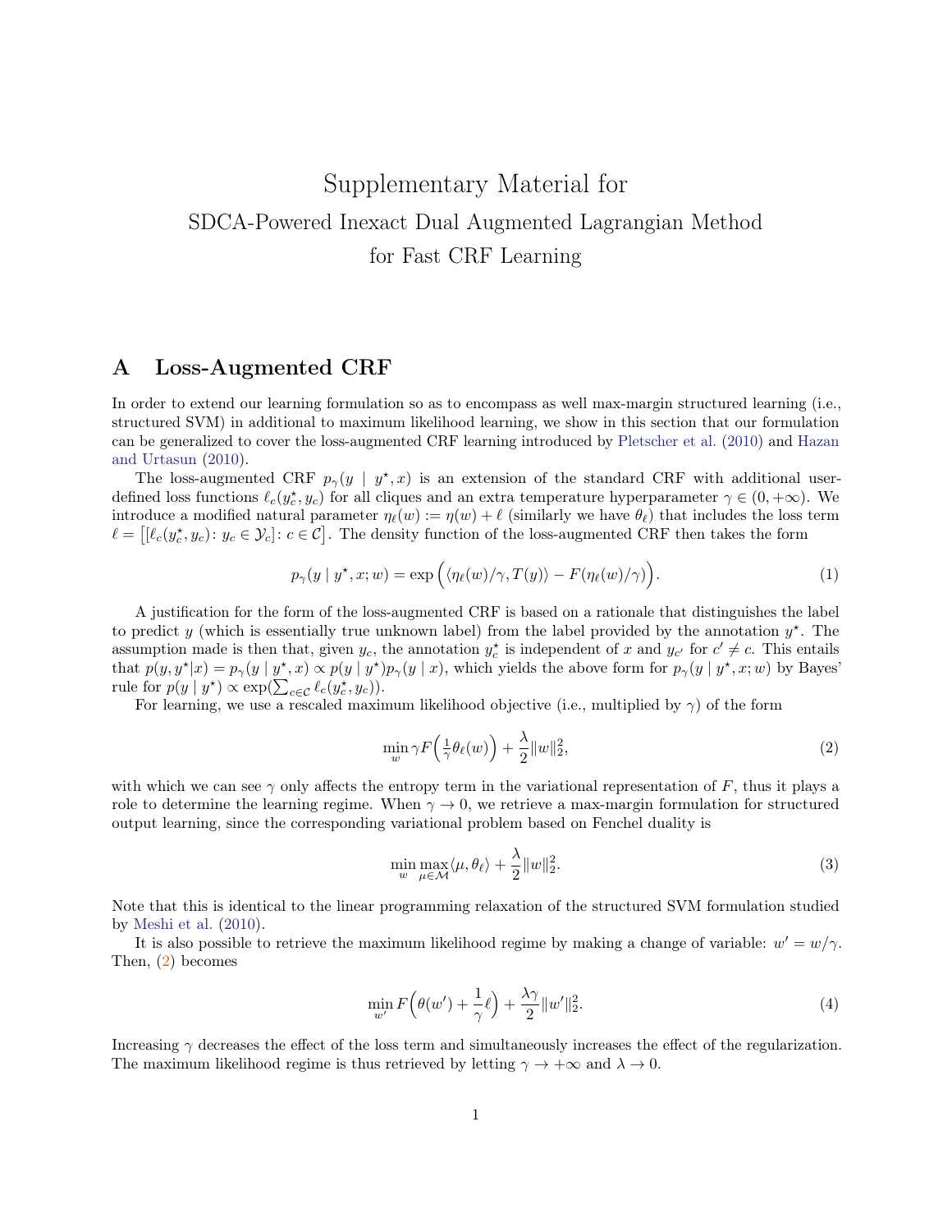# Supplementary Material for
## SDCA-Powered Inexact Dual Augmented Lagrangian Method for Fast CRF Learning

## A Loss-Augmented CRF

In order to extend our learning formulation so as to encompass as well max-margin structured learning (i.e., structured SVM) in additional to maximum likelihood learning, we show in this section that our formulation can be generalized to cover the loss-augmented CRF learning introduced by Pletscher et al. (2010) and Hazan and Urtasun (2010).

The loss-augmented CRF $p_\gamma(y \mid y^\star, x)$ is an extension of the standard CRF with additional user-defined loss functions $\ell_c(y_c^\star, y_c)$ for all cliques and an extra temperature hyperparameter $\gamma \in (0, +\infty)$. We introduce a modified natural parameter $\eta_\ell(w) := \eta(w) + \ell$ (similarly we have $\theta_\ell$) that includes the loss term $\ell = \big[[\ell_c(y_c^\star, y_c) \colon y_c \in \mathcal{Y}_c] \colon c \in \mathcal{C}\big]$. The density function of the loss-augmented CRF then takes the form

$$p_\gamma(y \mid y^\star, x; w) = \exp\Big(\langle \eta_\ell(w)/\gamma, T(y)\rangle - F(\eta_\ell(w)/\gamma)\Big). \tag{1}$$

A justification for the form of the loss-augmented CRF is based on a rationale that distinguishes the label to predict $y$ (which is essentially true unknown label) from the label provided by the annotation $y^\star$. The assumption made is then that, given $y_c$, the annotation $y_c^\star$ is independent of $x$ and $y_{c'}$ for $c' \neq c$. This entails that $p(y, y^\star|x) = p_\gamma(y \mid y^\star, x) \propto p(y \mid y^\star) p_\gamma(y \mid x)$, which yields the above form for $p_\gamma(y \mid y^\star, x; w)$ by Bayes' rule for $p(y \mid y^\star) \propto \exp(\sum_{c \in \mathcal{C}} \ell_c(y_c^\star, y_c))$.

For learning, we use a rescaled maximum likelihood objective (i.e., multiplied by $\gamma$) of the form

$$\min_w \gamma F\Big(\tfrac{1}{\gamma}\theta_\ell(w)\Big) + \frac{\lambda}{2}\|w\|_2^2, \tag{2}$$

with which we can see $\gamma$ only affects the entropy term in the variational representation of $F$, thus it plays a role to determine the learning regime. When $\gamma \to 0$, we retrieve a max-margin formulation for structured output learning, since the corresponding variational problem based on Fenchel duality is

$$\min_w \max_{\mu \in \mathcal{M}} \langle \mu, \theta_\ell \rangle + \frac{\lambda}{2}\|w\|_2^2. \tag{3}$$

Note that this is identical to the linear programming relaxation of the structured SVM formulation studied by Meshi et al. (2010).

It is also possible to retrieve the maximum likelihood regime by making a change of variable: $w' = w/\gamma$. Then, (2) becomes

$$\min_{w'} F\Big(\theta(w') + \frac{1}{\gamma}\ell\Big) + \frac{\lambda\gamma}{2}\|w'\|_2^2. \tag{4}$$

Increasing $\gamma$ decreases the effect of the loss term and simultaneously increases the effect of the regularization. The maximum likelihood regime is thus retrieved by letting $\gamma \to +\infty$ and $\lambda \to 0$.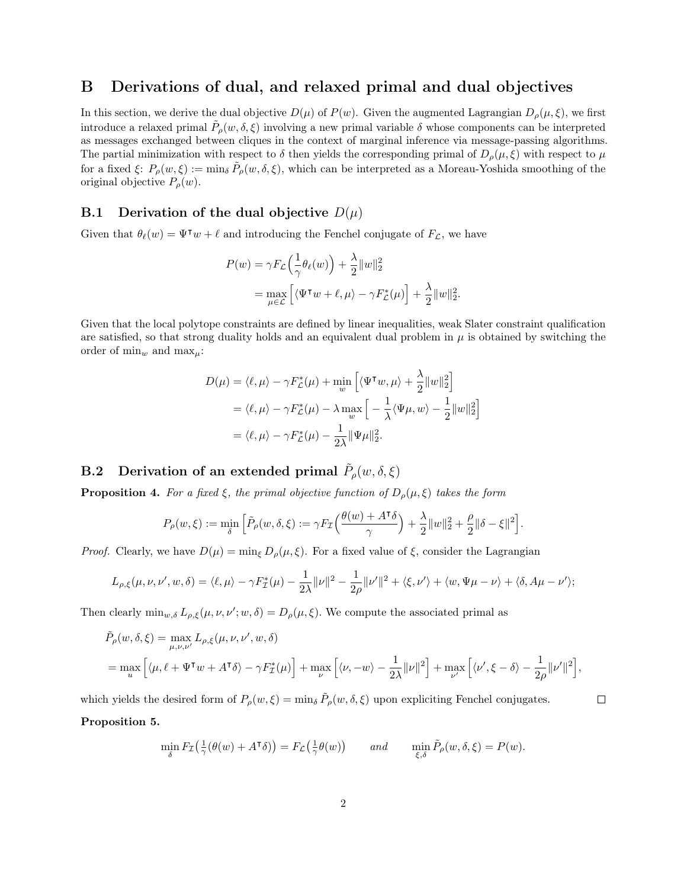# B Derivations of dual, and relaxed primal and dual objectives

In this section, we derive the dual objective $D(\mu)$ of $P(w)$. Given the augmented Lagrangian $D_\rho(\mu, \xi)$, we first introduce a relaxed primal $\tilde{P}_\rho(w, \delta, \xi)$ involving a new primal variable $\delta$ whose components can be interpreted as messages exchanged between cliques in the context of marginal inference via message-passing algorithms. The partial minimization with respect to $\delta$ then yields the corresponding primal of $D_\rho(\mu, \xi)$ with respect to $\mu$ for a fixed $\xi$: $P_\rho(w, \xi) := \min_\delta \tilde{P}_\rho(w, \delta, \xi)$, which can be interpreted as a Moreau-Yoshida smoothing of the original objective $P_\rho(w)$.

## B.1 Derivation of the dual objective $D(\mu)$

Given that $\theta_\ell(w) = \Psi^\intercal w + \ell$ and introducing the Fenchel conjugate of $F_\mathcal{L}$, we have

$$
\begin{aligned}
P(w) &= \gamma F_\mathcal{L}\Big(\frac{1}{\gamma}\theta_\ell(w)\Big) + \frac{\lambda}{2}\|w\|_2^2 \\
&= \max_{\mu \in \mathcal{L}} \Big[\langle \Psi^\intercal w + \ell, \mu\rangle - \gamma F_\mathcal{L}^*(\mu)\Big] + \frac{\lambda}{2}\|w\|_2^2.
\end{aligned}
$$

Given that the local polytope constraints are defined by linear inequalities, weak Slater constraint qualification are satisfied, so that strong duality holds and an equivalent dual problem in $\mu$ is obtained by switching the order of $\min_w$ and $\max_\mu$:

$$
\begin{aligned}
D(\mu) &= \langle \ell, \mu\rangle - \gamma F_\mathcal{L}^*(\mu) + \min_w \Big[\langle \Psi^\intercal w, \mu\rangle + \frac{\lambda}{2}\|w\|_2^2\Big] \\
&= \langle \ell, \mu\rangle - \gamma F_\mathcal{L}^*(\mu) - \lambda \max_w \Big[-\frac{1}{\lambda}\langle \Psi\mu, w\rangle - \frac{1}{2}\|w\|_2^2\Big] \\
&= \langle \ell, \mu\rangle - \gamma F_\mathcal{L}^*(\mu) - \frac{1}{2\lambda}\|\Psi\mu\|_2^2.
\end{aligned}
$$

## B.2 Derivation of an extended primal $\tilde{P}_\rho(w, \delta, \xi)$

**Proposition 4.** *For a fixed $\xi$, the primal objective function of $D_\rho(\mu, \xi)$ takes the form*

$$
P_\rho(w, \xi) := \min_\delta \Big[\tilde{P}_\rho(w, \delta, \xi) := \gamma F_\mathcal{I}\Big(\frac{\theta(w) + A^\intercal \delta}{\gamma}\Big) + \frac{\lambda}{2}\|w\|_2^2 + \frac{\rho}{2}\|\delta - \xi\|^2\Big].
$$

*Proof.* Clearly, we have $D(\mu) = \min_\xi D_\rho(\mu, \xi)$. For a fixed value of $\xi$, consider the Lagrangian

$$
L_{\rho,\xi}(\mu, \nu, \nu', w, \delta) = \langle \ell, \mu\rangle - \gamma F_\mathcal{I}^*(\mu) - \frac{1}{2\lambda}\|\nu\|^2 - \frac{1}{2\rho}\|\nu'\|^2 + \langle \xi, \nu'\rangle + \langle w, \Psi\mu - \nu\rangle + \langle \delta, A\mu - \nu'\rangle;
$$

Then clearly $\min_{w,\delta} L_{\rho,\xi}(\mu, \nu, \nu'; w, \delta) = D_\rho(\mu, \xi)$. We compute the associated primal as

$$
\begin{aligned}
&\tilde{P}_\rho(w, \delta, \xi) = \max_{\mu,\nu,\nu'} L_{\rho,\xi}(\mu, \nu, \nu', w, \delta) \\
&= \max_u \Big[\langle \mu, \ell + \Psi^\intercal w + A^\intercal \delta\rangle - \gamma F_\mathcal{I}^*(\mu)\Big] + \max_\nu \Big[\langle \nu, -w\rangle - \frac{1}{2\lambda}\|\nu\|^2\Big] + \max_{\nu'} \Big[\langle \nu', \xi - \delta\rangle - \frac{1}{2\rho}\|\nu'\|^2\Big],
\end{aligned}
$$

which yields the desired form of $P_\rho(w, \xi) = \min_\delta \tilde{P}_\rho(w, \delta, \xi)$ upon expliciting Fenchel conjugates. $\square$

**Proposition 5.**

$$
\min_\delta F_\mathcal{I}\big(\tfrac{1}{\gamma}(\theta(w) + A^\intercal \delta)\big) = F_\mathcal{L}\big(\tfrac{1}{\gamma}\theta(w)\big) \qquad \textit{and} \qquad \min_{\xi,\delta} \tilde{P}_\rho(w, \delta, \xi) = P(w).
$$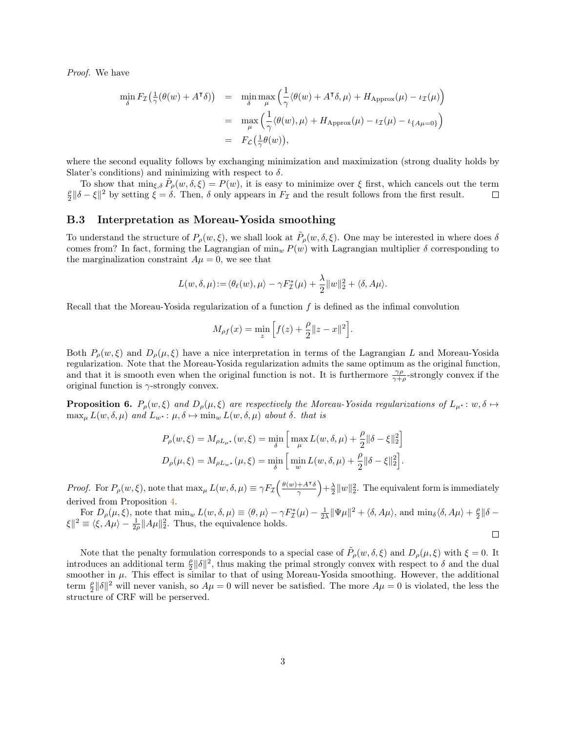*Proof.* We have

$$
\begin{aligned}
\min_{\delta} F_{\mathcal{I}}\big(\tfrac{1}{\gamma}(\theta(w) + A^{\intercal}\delta)\big) &= \min_{\delta}\max_{\mu} \Big(\frac{1}{\gamma}\langle \theta(w) + A^{\intercal}\delta, \mu\rangle + H_{\text{Approx}}(\mu) - \iota_{\mathcal{I}}(\mu)\Big) \\
&= \max_{\mu} \Big(\frac{1}{\gamma}\langle \theta(w), \mu\rangle + H_{\text{Approx}}(\mu) - \iota_{\mathcal{I}}(\mu) - \iota_{\{A\mu=0\}}\Big) \\
&= F_{\mathcal{L}}\big(\tfrac{1}{\gamma}\theta(w)\big),
\end{aligned}
$$

where the second equality follows by exchanging minimization and maximization (strong duality holds by Slater's conditions) and minimizing with respect to $\delta$.

To show that $\min_{\xi,\delta} \tilde{P}_\rho(w, \delta, \xi) = P(w)$, it is easy to minimize over $\xi$ first, which cancels out the term $\frac{\rho}{2}\|\delta - \xi\|^2$ by setting $\xi = \delta$. Then, $\delta$ only appears in $F_{\mathcal{I}}$ and the result follows from the first result. □

### B.3 Interpretation as Moreau-Yosida smoothing

To understand the structure of $P_\rho(w, \xi)$, we shall look at $\tilde{P}_\rho(w, \delta, \xi)$. One may be interested in where does $\delta$ comes from? In fact, forming the Lagrangian of $\min_w P(w)$ with Lagrangian multiplier $\delta$ corresponding to the marginalization constraint $A\mu = 0$, we see that

$$
L(w, \delta, \mu) := \langle \theta_\ell(w), \mu\rangle - \gamma F_{\mathcal{I}}^*(\mu) + \frac{\lambda}{2}\|w\|_2^2 + \langle \delta, A\mu\rangle.
$$

Recall that the Moreau-Yosida regularization of a function $f$ is defined as the infimal convolution

$$
M_{\rho f}(x) = \min_z \Big[f(z) + \frac{\rho}{2}\|z - x\|^2\Big].
$$

Both $P_\rho(w, \xi)$ and $D_\rho(\mu, \xi)$ have a nice interpretation in terms of the Lagrangian $L$ and Moreau-Yosida regularization. Note that the Moreau-Yosida regularization admits the same optimum as the original function, and that it is smooth even when the original function is not. It is furthermore $\frac{\gamma\rho}{\gamma+\rho}$-strongly convex if the original function is $\gamma$-strongly convex.

**Proposition 6.** *$P_\rho(w, \xi)$ and $D_\rho(\mu, \xi)$ are respectively the Moreau-Yosida regularizations of $L_{\mu^\star} : w, \delta \mapsto \max_\mu L(w, \delta, \mu)$ and $L_{w^\star} : \mu, \delta \mapsto \min_w L(w, \delta, \mu)$ about $\delta$. that is*

$$
\begin{aligned}
P_\rho(w, \xi) &= M_{\rho L_{\mu^\star}}(w, \xi) = \min_\delta \Big[\max_\mu L(w, \delta, \mu) + \frac{\rho}{2}\|\delta - \xi\|_2^2\Big] \\
D_\rho(\mu, \xi) &= M_{\rho L_{w^\star}}(\mu, \xi) = \min_\delta \Big[\min_w L(w, \delta, \mu) + \frac{\rho}{2}\|\delta - \xi\|_2^2\Big].
\end{aligned}
$$

*Proof.* For $P_\rho(w, \xi)$, note that $\max_\mu L(w, \delta, \mu) \equiv \gamma F_{\mathcal{I}}\Big(\frac{\theta(w) + A^{\intercal}\delta}{\gamma}\Big) + \frac{\lambda}{2}\|w\|_2^2$. The equivalent form is immediately derived from Proposition 4.

For $D_\rho(\mu, \xi)$, note that $\min_w L(w, \delta, \mu) \equiv \langle \theta, \mu\rangle - \gamma F_{\mathcal{I}}^*(\mu) - \frac{1}{2\lambda}\|\Psi\mu\|^2 + \langle \delta, A\mu\rangle$, and $\min_\delta \langle \delta, A\mu\rangle + \frac{\rho}{2}\|\delta - \xi\|^2 \equiv \langle \xi, A\mu\rangle - \frac{1}{2\rho}\|A\mu\|_2^2$. Thus, the equivalence holds. □

Note that the penalty formulation corresponds to a special case of $\tilde{P}_\rho(w, \delta, \xi)$ and $D_\rho(\mu, \xi)$ with $\xi = 0$. It introduces an additional term $\frac{\rho}{2}\|\delta\|^2$, thus making the primal strongly convex with respect to $\delta$ and the dual smoother in $\mu$. This effect is similar to that of using Moreau-Yosida smoothing. However, the additional term $\frac{\rho}{2}\|\delta\|^2$ will never vanish, so $A\mu = 0$ will never be satisfied. The more $A\mu = 0$ is violated, the less the structure of CRF will be perserved.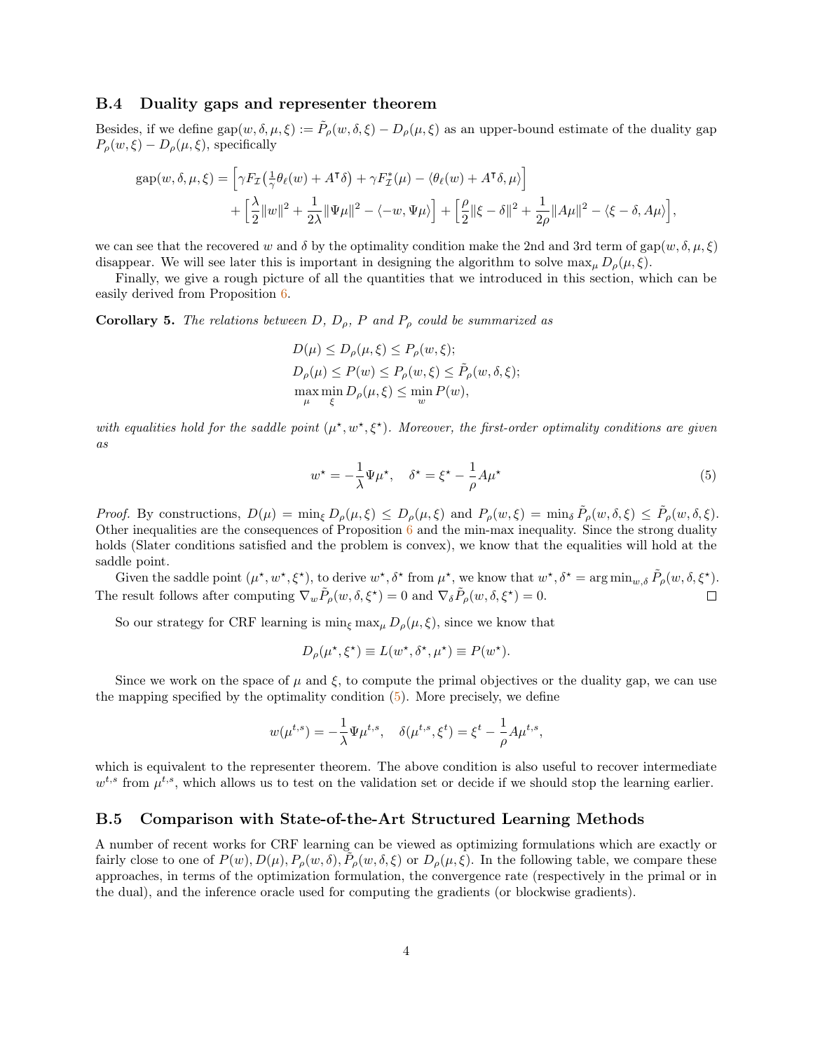### B.4 Duality gaps and representer theorem

Besides, if we define $\text{gap}(w, \delta, \mu, \xi) := \tilde{P}_\rho(w, \delta, \xi) - D_\rho(\mu, \xi)$ as an upper-bound estimate of the duality gap $P_\rho(w, \xi) - D_\rho(\mu, \xi)$, specifically

$$
\begin{aligned}
\text{gap}(w, \delta, \mu, \xi) = & \Big[\gamma F_{\mathcal{I}}\big(\tfrac{1}{\gamma}\theta_\ell(w) + A^\intercal \delta\big) + \gamma F_{\mathcal{I}}^*(\mu) - \langle \theta_\ell(w) + A^\intercal \delta, \mu\rangle\Big] \\
& + \Big[\frac{\lambda}{2}\|w\|^2 + \frac{1}{2\lambda}\|\Psi\mu\|^2 - \langle -w, \Psi\mu\rangle\Big] + \Big[\frac{\rho}{2}\|\xi - \delta\|^2 + \frac{1}{2\rho}\|A\mu\|^2 - \langle \xi - \delta, A\mu\rangle\Big],
\end{aligned}
$$

we can see that the recovered $w$ and $\delta$ by the optimality condition make the 2nd and 3rd term of $\text{gap}(w, \delta, \mu, \xi)$ disappear. We will see later this is important in designing the algorithm to solve $\max_\mu D_\rho(\mu, \xi)$.

Finally, we give a rough picture of all the quantities that we introduced in this section, which can be easily derived from Proposition 6.

**Corollary 5.** *The relations between $D$, $D_\rho$, $P$ and $P_\rho$ could be summarized as*

$$
\begin{aligned}
& D(\mu) \le D_\rho(\mu, \xi) \le P_\rho(w, \xi); \\
& D_\rho(\mu) \le P(w) \le P_\rho(w, \xi) \le \tilde{P}_\rho(w, \delta, \xi); \\
& \max_\mu \min_\xi D_\rho(\mu, \xi) \le \min_w P(w),
\end{aligned}
$$

*with equalities hold for the saddle point $(\mu^\star, w^\star, \xi^\star)$. Moreover, the first-order optimality conditions are given as*

$$
w^\star = -\frac{1}{\lambda}\Psi\mu^\star, \quad \delta^\star = \xi^\star - \frac{1}{\rho}A\mu^\star \tag{5}
$$

*Proof.* By constructions, $D(\mu) = \min_\xi D_\rho(\mu, \xi) \le D_\rho(\mu, \xi)$ and $P_\rho(w, \xi) = \min_\delta \tilde{P}_\rho(w, \delta, \xi) \le \tilde{P}_\rho(w, \delta, \xi)$. Other inequalities are the consequences of Proposition 6 and the min-max inequality. Since the strong duality holds (Slater conditions satisfied and the problem is convex), we know that the equalities will hold at the saddle point.

Given the saddle point $(\mu^\star, w^\star, \xi^\star)$, to derive $w^\star, \delta^\star$ from $\mu^\star$, we know that $w^\star, \delta^\star = \arg\min_{w,\delta} \tilde{P}_\rho(w, \delta, \xi^\star)$. The result follows after computing $\nabla_w \tilde{P}_\rho(w, \delta, \xi^\star) = 0$ and $\nabla_\delta \tilde{P}_\rho(w, \delta, \xi^\star) = 0$. □

So our strategy for CRF learning is $\min_\xi \max_\mu D_\rho(\mu, \xi)$, since we know that

$$
D_\rho(\mu^\star, \xi^\star) \equiv L(w^\star, \delta^\star, \mu^\star) \equiv P(w^\star).
$$

Since we work on the space of $\mu$ and $\xi$, to compute the primal objectives or the duality gap, we can use the mapping specified by the optimality condition (5). More precisely, we define

$$
w(\mu^{t,s}) = -\frac{1}{\lambda}\Psi\mu^{t,s}, \quad \delta(\mu^{t,s}, \xi^t) = \xi^t - \frac{1}{\rho}A\mu^{t,s},
$$

which is equivalent to the representer theorem. The above condition is also useful to recover intermediate $w^{t,s}$ from $\mu^{t,s}$, which allows us to test on the validation set or decide if we should stop the learning earlier.

### B.5 Comparison with State-of-the-Art Structured Learning Methods

A number of recent works for CRF learning can be viewed as optimizing formulations which are exactly or fairly close to one of $P(w), D(\mu), P_\rho(w, \delta), \tilde{P}_\rho(w, \delta, \xi)$ or $D_\rho(\mu, \xi)$. In the following table, we compare these approaches, in terms of the optimization formulation, the convergence rate (respectively in the primal or in the dual), and the inference oracle used for computing the gradients (or blockwise gradients).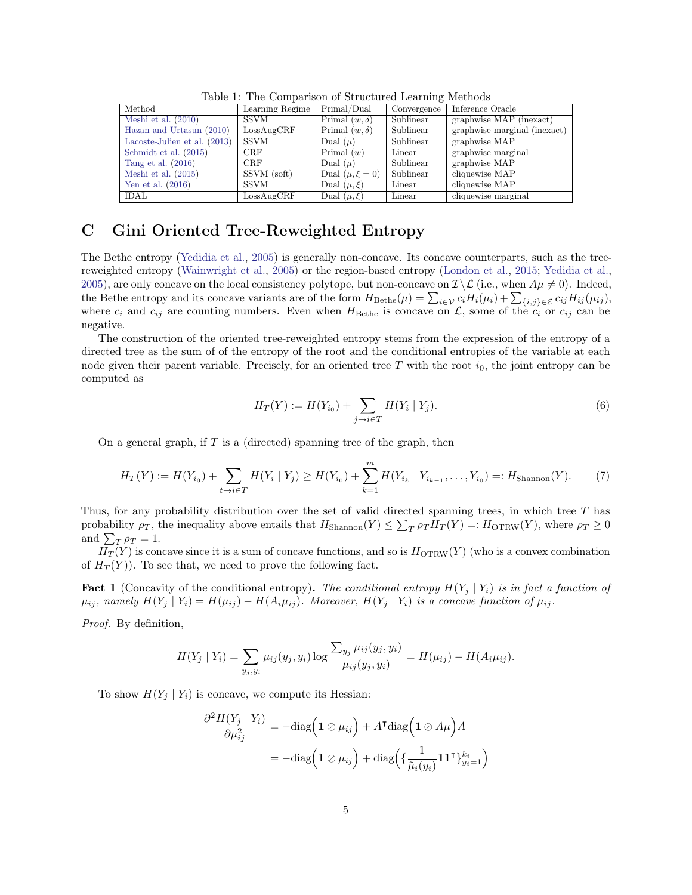Table 1: The Comparison of Structured Learning Methods

| Method | Learning Regime | Primal/Dual | Convergence | Inference Oracle |
|---|---|---|---|---|
| Meshi et al. (2010) | SSVM | Primal $(w, \delta)$ | Sublinear | graphwise MAP (inexact) |
| Hazan and Urtasun (2010) | LossAugCRF | Primal $(w, \delta)$ | Sublinear | graphwise marginal (inexact) |
| Lacoste-Julien et al. (2013) | SSVM | Dual $(\mu)$ | Sublinear | graphwise MAP |
| Schmidt et al. (2015) | CRF | Primal $(w)$ | Linear | graphwise marginal |
| Tang et al. (2016) | CRF | Dual $(\mu)$ | Sublinear | graphwise MAP |
| Meshi et al. (2015) | SSVM (soft) | Dual $(\mu, \xi = 0)$ | Sublinear | cliquewise MAP |
| Yen et al. (2016) | SSVM | Dual $(\mu, \xi)$ | Linear | cliquewise MAP |
| IDAL | LossAugCRF | Dual $(\mu, \xi)$ | Linear | cliquewise marginal |

# C Gini Oriented Tree-Reweighted Entropy

The Bethe entropy (Yedidia et al., 2005) is generally non-concave. Its concave counterparts, such as the tree-reweighted entropy (Wainwright et al., 2005) or the region-based entropy (London et al., 2015; Yedidia et al., 2005), are only concave on the local consistency polytope, but non-concave on $\mathcal{I}\backslash\mathcal{L}$ (i.e., when $A\mu \neq 0$). Indeed, the Bethe entropy and its concave variants are of the form $H_{\text{Bethe}}(\mu) = \sum_{i\in\mathcal{V}} c_i H_i(\mu_i) + \sum_{\{i,j\}\in\mathcal{E}} c_{ij} H_{ij}(\mu_{ij})$, where $c_i$ and $c_{ij}$ are counting numbers. Even when $H_{\text{Bethe}}$ is concave on $\mathcal{L}$, some of the $c_i$ or $c_{ij}$ can be negative.

The construction of the oriented tree-reweighted entropy stems from the expression of the entropy of a directed tree as the sum of of the entropy of the root and the conditional entropies of the variable at each node given their parent variable. Precisely, for an oriented tree $T$ with the root $i_0$, the joint entropy can be computed as

$$H_T(Y) := H(Y_{i_0}) + \sum_{j\to i\in T} H(Y_i \mid Y_j). \tag{6}$$

On a general graph, if $T$ is a (directed) spanning tree of the graph, then

$$H_T(Y) := H(Y_{i_0}) + \sum_{t\to i\in T} H(Y_i \mid Y_j) \geq H(Y_{i_0}) + \sum_{k=1}^{m} H(Y_{i_k} \mid Y_{i_{k-1}}, \ldots, Y_{i_0}) =: H_{\text{Shannon}}(Y). \tag{7}$$

Thus, for any probability distribution over the set of valid directed spanning trees, in which tree $T$ has probability $\rho_T$, the inequality above entails that $H_{\text{Shannon}}(Y) \leq \sum_T \rho_T H_T(Y) =: H_{\text{OTRW}}(Y)$, where $\rho_T \geq 0$ and $\sum_T \rho_T = 1$.

$H_T(Y)$ is concave since it is a sum of concave functions, and so is $H_{\text{OTRW}}(Y)$ (who is a convex combination of $H_T(Y)$). To see that, we need to prove the following fact.

**Fact 1** (Concavity of the conditional entropy)**.** *The conditional entropy $H(Y_j \mid Y_i)$ is in fact a function of $\mu_{ij}$, namely $H(Y_j \mid Y_i) = H(\mu_{ij}) - H(A_i\mu_{ij})$. Moreover, $H(Y_j \mid Y_i)$ is a concave function of $\mu_{ij}$.*

*Proof.* By definition,

$$H(Y_j \mid Y_i) = \sum_{y_j, y_i} \mu_{ij}(y_j, y_i) \log \frac{\sum_{y_j} \mu_{ij}(y_j, y_i)}{\mu_{ij}(y_j, y_i)} = H(\mu_{ij}) - H(A_i\mu_{ij}).$$

To show $H(Y_j \mid Y_i)$ is concave, we compute its Hessian:

$$\begin{aligned}
\frac{\partial^2 H(Y_j \mid Y_i)}{\partial \mu_{ij}^2} &= -\text{diag}\Big(\mathbf{1} \oslash \mu_{ij}\Big) + A^\intercal \text{diag}\Big(\mathbf{1} \oslash A\mu\Big) A \\
&= -\text{diag}\Big(\mathbf{1} \oslash \mu_{ij}\Big) + \text{diag}\Big(\{\frac{1}{\tilde{\mu}_i(y_i)} \mathbf{1}\mathbf{1}^\intercal\}_{y_i=1}^{k_i}\Big)
\end{aligned}$$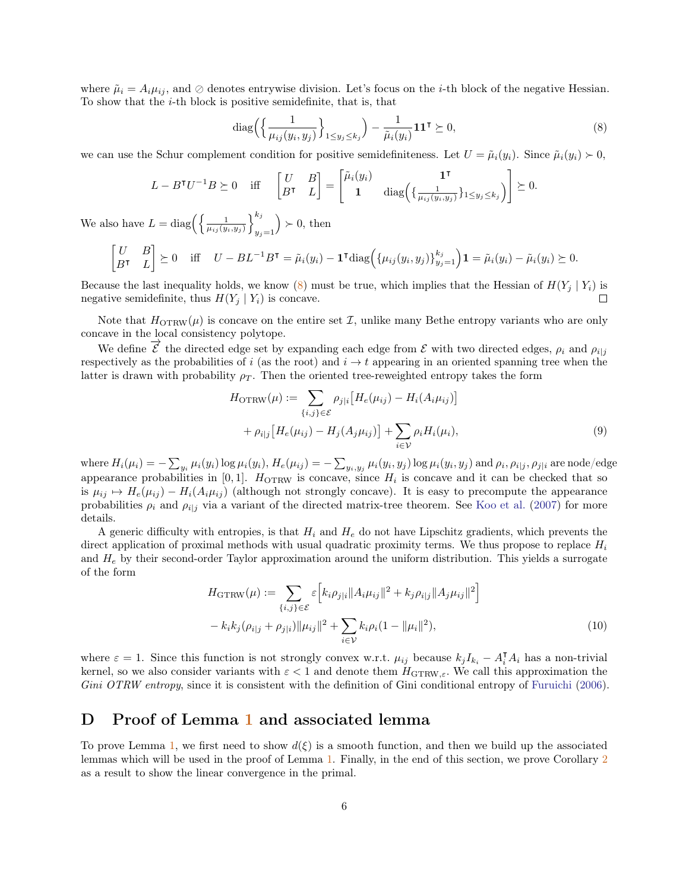where $\tilde{\mu}_i = A_i \mu_{ij}$, and $\oslash$ denotes entrywise division. Let's focus on the $i$-th block of the negative Hessian. To show that the $i$-th block is positive semidefinite, that is, that

$$\operatorname{diag}\Big(\Big\{\frac{1}{\mu_{ij}(y_i, y_j)}\Big\}_{1 \le y_j \le k_j}\Big) - \frac{1}{\tilde{\mu}_i(y_i)} \mathbf{1}\mathbf{1}^\intercal \succeq 0, \tag{8}$$

we can use the Schur complement condition for positive semidefiniteness. Let $U = \tilde{\mu}_i(y_i)$. Since $\tilde{\mu}_i(y_i) \succ 0$,

$$L - B^\intercal U^{-1} B \succeq 0 \quad \text{iff} \quad \begin{bmatrix} U & B \\ B^\intercal & L \end{bmatrix} = \begin{bmatrix} \tilde{\mu}_i(y_i) & \mathbf{1}^\intercal \\ \mathbf{1} & \operatorname{diag}\Big(\{\frac{1}{\mu_{ij}(y_i,y_j)}\}_{1 \le y_j \le k_j}\Big) \end{bmatrix} \succeq 0.$$

We also have $L = \operatorname{diag}\Big(\Big\{\frac{1}{\mu_{ij}(y_i,y_j)}\Big\}_{y_j=1}^{k_j}\Big) \succ 0$, then

$$\begin{bmatrix} U & B \\ B^\intercal & L \end{bmatrix} \succeq 0 \quad \text{iff} \quad U - BL^{-1}B^\intercal = \tilde{\mu}_i(y_i) - \mathbf{1}^\intercal \operatorname{diag}\Big(\{\mu_{ij}(y_i, y_j)\}_{y_j=1}^{k_j}\Big)\mathbf{1} = \tilde{\mu}_i(y_i) - \tilde{\mu}_i(y_i) \succeq 0.$$

Because the last inequality holds, we know (8) must be true, which implies that the Hessian of $H(Y_j \mid Y_i)$ is negative semidefinite, thus $H(Y_j \mid Y_i)$ is concave. □

Note that $H_{\text{OTRW}}(\mu)$ is concave on the entire set $\mathcal{I}$, unlike many Bethe entropy variants who are only concave in the local consistency polytope.

We define $\overrightarrow{\mathcal{E}}$ the directed edge set by expanding each edge from $\mathcal{E}$ with two directed edges, $\rho_i$ and $\rho_{i|j}$ respectively as the probabilities of $i$ (as the root) and $i \to t$ appearing in an oriented spanning tree when the latter is drawn with probability $\rho_T$. Then the oriented tree-reweighted entropy takes the form

$$\begin{aligned} H_{\text{OTRW}}(\mu) := \sum_{\{i,j\} \in \mathcal{E}} & \rho_{j|i}\big[H_e(\mu_{ij}) - H_i(A_i \mu_{ij})\big] \\ & + \rho_{i|j}\big[H_e(\mu_{ij}) - H_j(A_j \mu_{ij})\big] + \sum_{i \in \mathcal{V}} \rho_i H_i(\mu_i), \end{aligned} \tag{9}$$

where $H_i(\mu_i) = -\sum_{y_i} \mu_i(y_i) \log \mu_i(y_i)$, $H_e(\mu_{ij}) = -\sum_{y_i, y_j} \mu_i(y_i, y_j) \log \mu_i(y_i, y_j)$ and $\rho_i, \rho_{i|j}, \rho_{j|i}$ are node/edge appearance probabilities in $[0, 1]$. $H_{\text{OTRW}}$ is concave, since $H_i$ is concave and it can be checked that so is $\mu_{ij} \mapsto H_e(\mu_{ij}) - H_i(A_i \mu_{ij})$ (although not strongly concave). It is easy to precompute the appearance probabilities $\rho_i$ and $\rho_{i|j}$ via a variant of the directed matrix-tree theorem. See Koo et al. (2007) for more details.

A generic difficulty with entropies, is that $H_i$ and $H_e$ do not have Lipschitz gradients, which prevents the direct application of proximal methods with usual quadratic proximity terms. We thus propose to replace $H_i$ and $H_e$ by their second-order Taylor approximation around the uniform distribution. This yields a surrogate of the form

$$\begin{aligned} H_{\text{GTRW}}(\mu) := \sum_{\{i,j\} \in \mathcal{E}} & \varepsilon\Big[k_i \rho_{j|i} \|A_i \mu_{ij}\|^2 + k_j \rho_{i|j} \|A_j \mu_{ij}\|^2\Big] \\ & - k_i k_j (\rho_{i|j} + \rho_{j|i}) \|\mu_{ij}\|^2 + \sum_{i \in \mathcal{V}} k_i \rho_i (1 - \|\mu_i\|^2), \end{aligned} \tag{10}$$

where $\varepsilon = 1$. Since this function is not strongly convex w.r.t. $\mu_{ij}$ because $k_j I_{k_i} - A_i^\intercal A_i$ has a non-trivial kernel, so we also consider variants with $\varepsilon < 1$ and denote them $H_{\text{GTRW},\varepsilon}$. We call this approximation the *Gini OTRW entropy*, since it is consistent with the definition of Gini conditional entropy of Furuichi (2006).

# D Proof of Lemma 1 and associated lemma

To prove Lemma 1, we first need to show $d(\xi)$ is a smooth function, and then we build up the associated lemmas which will be used in the proof of Lemma 1. Finally, in the end of this section, we prove Corollary 2 as a result to show the linear convergence in the primal.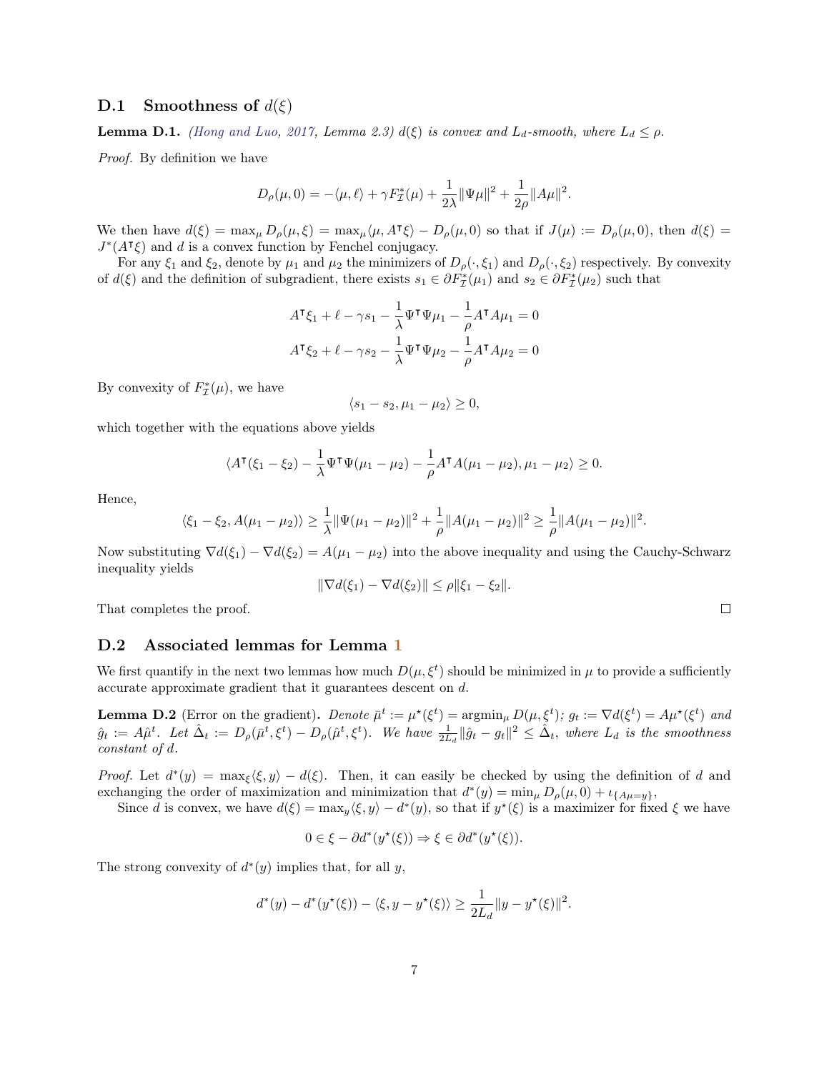## D.1 Smoothness of $d(\xi)$

**Lemma D.1.** *(Hong and Luo, 2017, Lemma 2.3) $d(\xi)$ is convex and $L_d$-smooth, where $L_d \leq \rho$.*

*Proof.* By definition we have

$$D_\rho(\mu, 0) = -\langle \mu, \ell \rangle + \gamma F_{\mathcal{I}}^*(\mu) + \frac{1}{2\lambda}\|\Psi\mu\|^2 + \frac{1}{2\rho}\|A\mu\|^2.$$

We then have $d(\xi) = \max_\mu D_\rho(\mu, \xi) = \max_\mu \langle \mu, A^\intercal \xi \rangle - D_\rho(\mu, 0)$ so that if $J(\mu) := D_\rho(\mu, 0)$, then $d(\xi) = J^*(A^\intercal \xi)$ and $d$ is a convex function by Fenchel conjugacy.

For any $\xi_1$ and $\xi_2$, denote by $\mu_1$ and $\mu_2$ the minimizers of $D_\rho(\cdot, \xi_1)$ and $D_\rho(\cdot, \xi_2)$ respectively. By convexity of $d(\xi)$ and the definition of subgradient, there exists $s_1 \in \partial F_{\mathcal{I}}^*(\mu_1)$ and $s_2 \in \partial F_{\mathcal{I}}^*(\mu_2)$ such that

$$A^\intercal \xi_1 + \ell - \gamma s_1 - \frac{1}{\lambda}\Psi^\intercal \Psi \mu_1 - \frac{1}{\rho} A^\intercal A \mu_1 = 0$$
$$A^\intercal \xi_2 + \ell - \gamma s_2 - \frac{1}{\lambda}\Psi^\intercal \Psi \mu_2 - \frac{1}{\rho} A^\intercal A \mu_2 = 0$$

By convexity of $F_{\mathcal{I}}^*(\mu)$, we have

$$\langle s_1 - s_2, \mu_1 - \mu_2 \rangle \geq 0,$$

which together with the equations above yields

$$\langle A^\intercal(\xi_1 - \xi_2) - \frac{1}{\lambda}\Psi^\intercal \Psi(\mu_1 - \mu_2) - \frac{1}{\rho} A^\intercal A(\mu_1 - \mu_2), \mu_1 - \mu_2 \rangle \geq 0.$$

Hence,

$$\langle \xi_1 - \xi_2, A(\mu_1 - \mu_2) \rangle \geq \frac{1}{\lambda}\|\Psi(\mu_1 - \mu_2)\|^2 + \frac{1}{\rho}\|A(\mu_1 - \mu_2)\|^2 \geq \frac{1}{\rho}\|A(\mu_1 - \mu_2)\|^2.$$

Now substituting $\nabla d(\xi_1) - \nabla d(\xi_2) = A(\mu_1 - \mu_2)$ into the above inequality and using the Cauchy-Schwarz inequality yields

$$\|\nabla d(\xi_1) - \nabla d(\xi_2)\| \leq \rho \|\xi_1 - \xi_2\|.$$

That completes the proof. $\square$

## D.2 Associated lemmas for Lemma 1

We first quantify in the next two lemmas how much $D(\mu, \xi^t)$ should be minimized in $\mu$ to provide a sufficiently accurate approximate gradient that it guarantees descent on $d$.

**Lemma D.2** (Error on the gradient)**.** *Denote $\bar{\mu}^t := \mu^\star(\xi^t) = \operatorname{argmin}_\mu D(\mu, \xi^t)$; $g_t := \nabla d(\xi^t) = A\mu^\star(\xi^t)$ and $\hat{g}_t := A\hat{\mu}^t$. Let $\hat{\Delta}_t := D_\rho(\bar{\mu}^t, \xi^t) - D_\rho(\hat{\mu}^t, \xi^t)$. We have $\frac{1}{2L_d}\|\hat{g}_t - g_t\|^2 \leq \hat{\Delta}_t$, where $L_d$ is the smoothness constant of $d$.*

*Proof.* Let $d^*(y) = \max_\xi \langle \xi, y \rangle - d(\xi)$. Then, it can easily be checked by using the definition of $d$ and exchanging the order of maximization and minimization that $d^*(y) = \min_\mu D_\rho(\mu, 0) + \iota_{\{A\mu = y\}}$,

Since $d$ is convex, we have $d(\xi) = \max_y \langle \xi, y \rangle - d^*(y)$, so that if $y^\star(\xi)$ is a maximizer for fixed $\xi$ we have

$$0 \in \xi - \partial d^*(y^\star(\xi)) \Rightarrow \xi \in \partial d^*(y^\star(\xi)).$$

The strong convexity of $d^*(y)$ implies that, for all $y$,

$$d^*(y) - d^*(y^\star(\xi)) - \langle \xi, y - y^\star(\xi) \rangle \geq \frac{1}{2L_d}\|y - y^\star(\xi)\|^2.$$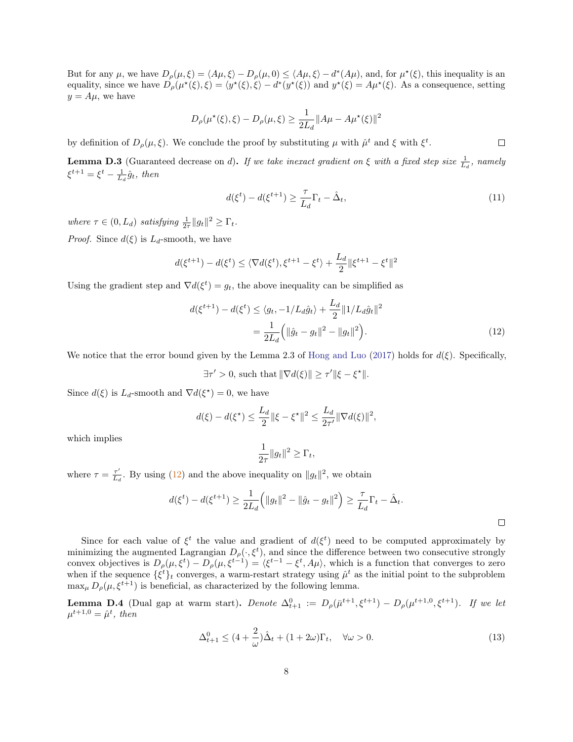But for any $\mu$, we have $D_\rho(\mu, \xi) = \langle A\mu, \xi\rangle - D_\rho(\mu, 0) \leq \langle A\mu, \xi\rangle - d^*(A\mu)$, and, for $\mu^\star(\xi)$, this inequality is an equality, since we have $D_\rho(\mu^\star(\xi), \xi) = \langle y^\star(\xi), \xi\rangle - d^*(y^\star(\xi))$ and $y^\star(\xi) = A\mu^\star(\xi)$. As a consequence, setting $y = A\mu$, we have

$$D_\rho(\mu^\star(\xi), \xi) - D_\rho(\mu, \xi) \geq \frac{1}{2L_d}\|A\mu - A\mu^\star(\xi)\|^2$$

by definition of $D_\rho(\mu, \xi)$. We conclude the proof by substituting $\mu$ with $\hat{\mu}^t$ and $\xi$ with $\xi^t$. □

**Lemma D.3** (Guaranteed decrease on $d$)**.** *If we take inexact gradient on $\xi$ with a fixed step size $\frac{1}{L_d}$, namely $\xi^{t+1} = \xi^t - \frac{1}{L_d}\hat{g}_t$, then*

$$d(\xi^t) - d(\xi^{t+1}) \geq \frac{\tau}{L_d}\Gamma_t - \hat{\Delta}_t, \tag{11}$$

*where $\tau \in (0, L_d)$ satisfying $\frac{1}{2\tau}\|g_t\|^2 \geq \Gamma_t$.*

*Proof.* Since $d(\xi)$ is $L_d$-smooth, we have

$$d(\xi^{t+1}) - d(\xi^t) \leq \langle \nabla d(\xi^t), \xi^{t+1} - \xi^t\rangle + \frac{L_d}{2}\|\xi^{t+1} - \xi^t\|^2$$

Using the gradient step and $\nabla d(\xi^t) = g_t$, the above inequality can be simplified as

$$\begin{aligned} d(\xi^{t+1}) - d(\xi^t) &\leq \langle g_t, -1/L_d\hat{g}_t\rangle + \frac{L_d}{2}\|1/L_d\hat{g}_t\|^2 \\ &= \frac{1}{2L_d}\Big(\|\hat{g}_t - g_t\|^2 - \|g_t\|^2\Big). \end{aligned} \tag{12}$$

We notice that the error bound given by the Lemma 2.3 of Hong and Luo (2017) holds for $d(\xi)$. Specifically,

$$\exists \tau' > 0, \text{ such that } \|\nabla d(\xi)\| \geq \tau'\|\xi - \xi^\star\|.$$

Since $d(\xi)$ is $L_d$-smooth and $\nabla d(\xi^\star) = 0$, we have

$$d(\xi) - d(\xi^\star) \leq \frac{L_d}{2}\|\xi - \xi^\star\|^2 \leq \frac{L_d}{2\tau'}\|\nabla d(\xi)\|^2,$$

which implies

$$\frac{1}{2\tau}\|g_t\|^2 \geq \Gamma_t,$$

where $\tau = \frac{\tau'}{L_d}$. By using (12) and the above inequality on $\|g_t\|^2$, we obtain

$$d(\xi^t) - d(\xi^{t+1}) \geq \frac{1}{2L_d}\Big(\|g_t\|^2 - \|\hat{g}_t - g_t\|^2\Big) \geq \frac{\tau}{L_d}\Gamma_t - \hat{\Delta}_t.$$

□

Since for each value of $\xi^t$ the value and gradient of $d(\xi^t)$ need to be computed approximately by minimizing the augmented Lagrangian $D_\rho(\cdot, \xi^t)$, and since the difference between two consecutive strongly convex objectives is $D_\rho(\mu, \xi^t) - D_\rho(\mu, \xi^{t-1}) = \langle \xi^{t-1} - \xi^t, A\mu\rangle$, which is a function that converges to zero when if the sequence $\{\xi^t\}_t$ converges, a warm-restart strategy using $\hat{\mu}^t$ as the initial point to the subproblem $\max_\mu D_\rho(\mu, \xi^{t+1})$ is beneficial, as characterized by the following lemma.

**Lemma D.4** (Dual gap at warm start)**.** *Denote $\Delta^0_{t+1} := D_\rho(\bar{\mu}^{t+1}, \xi^{t+1}) - D_\rho(\mu^{t+1,0}, \xi^{t+1})$. If we let $\mu^{t+1,0} = \hat{\mu}^t$, then*

$$\Delta^0_{t+1} \leq (4 + \frac{2}{\omega})\hat{\Delta}_t + (1 + 2\omega)\Gamma_t, \quad \forall \omega > 0. \tag{13}$$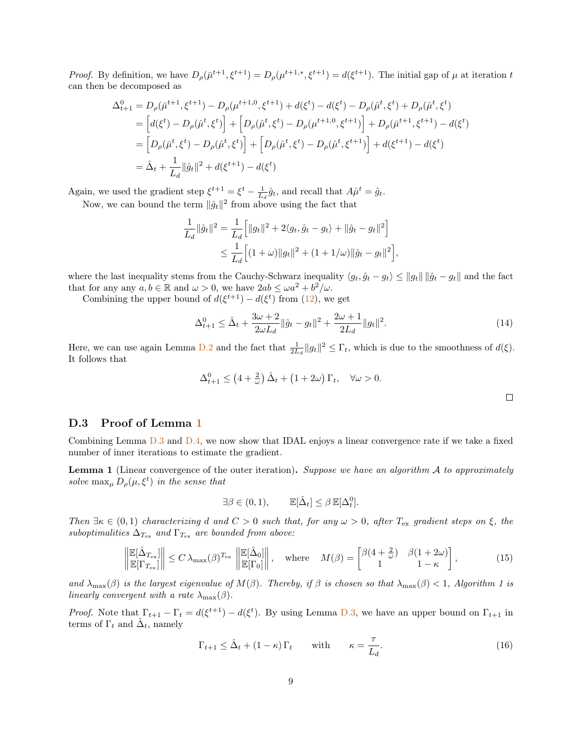*Proof.* By definition, we have $D_\rho(\bar{\mu}^{t+1}, \xi^{t+1}) = D_\rho(\mu^{t+1,*}, \xi^{t+1}) = d(\xi^{t+1})$. The initial gap of $\mu$ at iteration $t$ can then be decomposed as

$$
\begin{aligned}
\Delta^0_{t+1} &= D_\rho(\bar{\mu}^{t+1}, \xi^{t+1}) - D_\rho(\mu^{t+1,0}, \xi^{t+1}) + d(\xi^t) - d(\xi^t) - D_\rho(\hat{\mu}^t, \xi^t) + D_\rho(\hat{\mu}^t, \xi^t) \\
&= \Big[d(\xi^t) - D_\rho(\hat{\mu}^t, \xi^t)\Big] + \Big[D_\rho(\hat{\mu}^t, \xi^t) - D_\rho(\mu^{t+1,0}, \xi^{t+1})\Big] + D_\rho(\bar{\mu}^{t+1}, \xi^{t+1}) - d(\xi^t) \\
&= \Big[D_\rho(\bar{\mu}^t, \xi^t) - D_\rho(\hat{\mu}^t, \xi^t)\Big] + \Big[D_\rho(\hat{\mu}^t, \xi^t) - D_\rho(\hat{\mu}^t, \xi^{t+1})\Big] + d(\xi^{t+1}) - d(\xi^t) \\
&= \hat{\Delta}_t + \frac{1}{L_d}\|\hat{g}_t\|^2 + d(\xi^{t+1}) - d(\xi^t)
\end{aligned}
$$

Again, we used the gradient step $\xi^{t+1} = \xi^t - \frac{1}{L_d}\hat{g}_t$, and recall that $A\hat{\mu}^t = \hat{g}_t$.

Now, we can bound the term $\|\hat{g}_t\|^2$ from above using the fact that

$$
\begin{aligned}
\frac{1}{L_d}\|\hat{g}_t\|^2 &= \frac{1}{L_d}\Big[\|g_t\|^2 + 2\langle g_t, \hat{g}_t - g_t\rangle + \|\hat{g}_t - g_t\|^2\Big] \\
&\leq \frac{1}{L_d}\Big[(1+\omega)\|g_t\|^2 + (1 + 1/\omega)\|\hat{g}_t - g_t\|^2\Big],
\end{aligned}
$$

where the last inequality stems from the Cauchy-Schwarz inequality $\langle g_t, \hat{g}_t - g_t\rangle \leq \|g_t\|\,\|\hat{g}_t - g_t\|$ and the fact that for any any $a, b \in \mathbb{R}$ and $\omega > 0$, we have $2ab \leq \omega a^2 + b^2/\omega$.

Combining the upper bound of $d(\xi^{t+1}) - d(\xi^t)$ from (12), we get

$$
\Delta^0_{t+1} \leq \hat{\Delta}_t + \frac{3\omega + 2}{2\omega L_d}\|\hat{g}_t - g_t\|^2 + \frac{2\omega + 1}{2L_d}\|g_t\|^2. \tag{14}
$$

Here, we can use again Lemma D.2 and the fact that $\frac{1}{2L_d}\|g_t\|^2 \leq \Gamma_t$, which is due to the smoothness of $d(\xi)$. It follows that

$$
\Delta^0_{t+1} \leq \left(4 + \tfrac{2}{\omega}\right)\hat{\Delta}_t + \left(1 + 2\omega\right)\Gamma_t, \quad \forall \omega > 0.
$$

□

### D.3 Proof of Lemma 1

Combining Lemma D.3 and D.4, we now show that IDAL enjoys a linear convergence rate if we take a fixed number of inner iterations to estimate the gradient.

**Lemma 1** (Linear convergence of the outer iteration)**.** *Suppose we have an algorithm $\mathcal{A}$ to approximately solve $\max_\mu D_\rho(\mu, \xi^t)$ in the sense that*

$$
\exists \beta \in (0,1), \qquad \mathbb{E}[\hat{\Delta}_t] \leq \beta\, \mathbb{E}[\Delta^0_t].
$$

*Then $\exists \kappa \in (0,1)$ characterizing $d$ and $C > 0$ such that, for any $\omega > 0$, after $T_{\text{ex}}$ gradient steps on $\xi$, the suboptimalities $\Delta_{T_{\text{ex}}}$ and $\Gamma_{T_{\text{ex}}}$ are bounded from above:*

$$
\left\| \begin{matrix} \mathbb{E}[\hat{\Delta}_{T_{\text{ex}}}] \\ \mathbb{E}[\Gamma_{T_{\text{ex}}}] \end{matrix} \right\| \leq C\, \lambda_{\max}(\beta)^{T_{\text{ex}}} \left\| \begin{matrix} \mathbb{E}[\hat{\Delta}_0] \\ \mathbb{E}[\Gamma_0] \end{matrix} \right\|, \quad \text{where} \quad M(\beta) = \begin{bmatrix} \beta(4 + \frac{2}{\omega}) & \beta(1 + 2\omega) \\ 1 & 1 - \kappa \end{bmatrix}, \tag{15}
$$

*and $\lambda_{\max}(\beta)$ is the largest eigenvalue of $M(\beta)$. Thereby, if $\beta$ is chosen so that $\lambda_{\max}(\beta) < 1$, Algorithm 1 is linearly convergent with a rate $\lambda_{\max}(\beta)$.*

*Proof.* Note that $\Gamma_{t+1} - \Gamma_t = d(\xi^{t+1}) - d(\xi^t)$. By using Lemma D.3, we have an upper bound on $\Gamma_{t+1}$ in terms of $\Gamma_t$ and $\hat{\Delta}_t$, namely

$$
\Gamma_{t+1} \leq \hat{\Delta}_t + (1 - \kappa)\,\Gamma_t \qquad \text{with} \qquad \kappa = \frac{\tau}{L_d}. \tag{16}
$$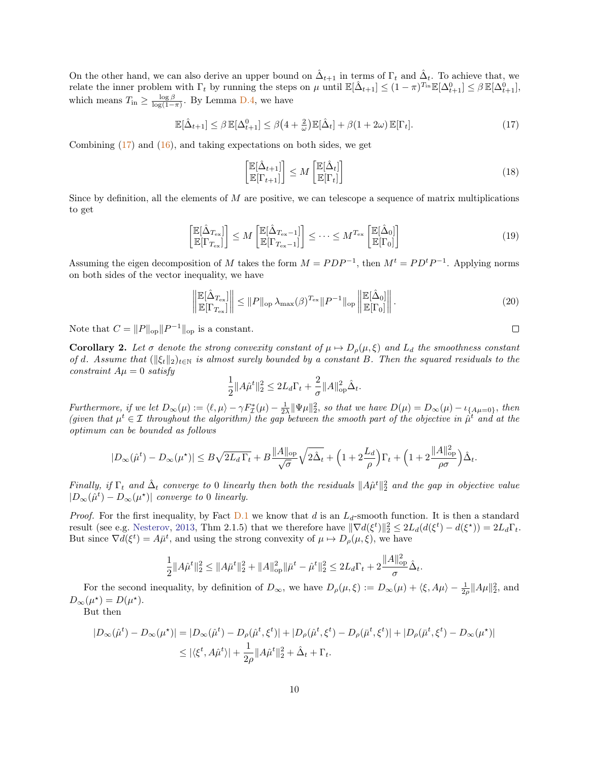On the other hand, we can also derive an upper bound on $\hat{\Delta}_{t+1}$ in terms of $\Gamma_t$ and $\hat{\Delta}_t$. To achieve that, we relate the inner problem with $\Gamma_t$ by running the steps on $\mu$ until $\mathbb{E}[\hat{\Delta}_{t+1}] \leq (1-\pi)^{T_{\text{in}}}\mathbb{E}[\Delta^0_{t+1}] \leq \beta\,\mathbb{E}[\Delta^0_{t+1}]$, which means $T_{\text{in}} \geq \frac{\log \beta}{\log(1-\pi)}$. By Lemma D.4, we have

$$\mathbb{E}[\hat{\Delta}_{t+1}] \leq \beta\,\mathbb{E}[\Delta^0_{t+1}] \leq \beta\big(4 + \tfrac{2}{\omega}\big)\mathbb{E}[\hat{\Delta}_t] + \beta(1+2\omega)\,\mathbb{E}[\Gamma_t]. \tag{17}$$

Combining (17) and (16), and taking expectations on both sides, we get

$$\begin{bmatrix}\mathbb{E}[\hat{\Delta}_{t+1}] \\ \mathbb{E}[\Gamma_{t+1}]\end{bmatrix} \leq M \begin{bmatrix}\mathbb{E}[\hat{\Delta}_t] \\ \mathbb{E}[\Gamma_t]\end{bmatrix} \tag{18}$$

Since by definition, all the elements of $M$ are positive, we can telescope a sequence of matrix multiplications to get

$$\begin{bmatrix}\mathbb{E}[\hat{\Delta}_{T_{\text{ex}}}] \\ \mathbb{E}[\Gamma_{T_{\text{ex}}}]\end{bmatrix} \leq M \begin{bmatrix}\mathbb{E}[\hat{\Delta}_{T_{\text{ex}}-1}] \\ \mathbb{E}[\Gamma_{T_{\text{ex}}-1}]\end{bmatrix} \leq \cdots \leq M^{T_{\text{ex}}} \begin{bmatrix}\mathbb{E}[\hat{\Delta}_0] \\ \mathbb{E}[\Gamma_0]\end{bmatrix} \tag{19}$$

Assuming the eigen decomposition of $M$ takes the form $M = PDP^{-1}$, then $M^t = PD^tP^{-1}$. Applying norms on both sides of the vector inequality, we have

$$\left\|\begin{matrix}\mathbb{E}[\hat{\Delta}_{T_{\text{ex}}}] \\ \mathbb{E}[\Gamma_{T_{\text{ex}}}]\end{matrix}\right\| \leq \|P\|_{\text{op}}\,\lambda_{\max}(\beta)^{T_{\text{ex}}}\|P^{-1}\|_{\text{op}} \left\|\begin{matrix}\mathbb{E}[\hat{\Delta}_0] \\ \mathbb{E}[\Gamma_0]\end{matrix}\right\|. \tag{20}$$

Note that $C = \|P\|_{\text{op}}\|P^{-1}\|_{\text{op}}$ is a constant. $\square$

**Corollary 2.** *Let $\sigma$ denote the strong convexity constant of $\mu \mapsto D_\rho(\mu, \xi)$ and $L_d$ the smoothness constant of $d$. Assume that $(\|\xi_t\|_2)_{t\in\mathbb{N}}$ is almost surely bounded by a constant $B$. Then the squared residuals to the constraint $A\mu = 0$ satisfy*

$$\frac{1}{2}\|A\hat{\mu}^t\|_2^2 \leq 2L_d\Gamma_t + \frac{2}{\sigma}\|A\|_{\text{op}}^2\hat{\Delta}_t.$$

*Furthermore, if we let $D_\infty(\mu) := \langle \ell, \mu\rangle - \gamma F^*_{\mathcal{I}}(\mu) - \frac{1}{2\lambda}\|\Psi\mu\|_2^2$, so that we have $D(\mu) = D_\infty(\mu) - \iota_{\{A\mu=0\}}$, then (given that $\mu^t \in \mathcal{I}$ throughout the algorithm) the gap between the smooth part of the objective in $\hat{\mu}^t$ and at the optimum can be bounded as follows*

$$|D_\infty(\hat{\mu}^t) - D_\infty(\mu^\star)| \leq B\sqrt{2L_d\,\Gamma_t} + B\frac{\|A\|_{\text{op}}}{\sqrt{\sigma}}\sqrt{2\hat{\Delta}_t} + \Big(1 + 2\frac{L_d}{\rho}\Big)\Gamma_t + \Big(1 + 2\frac{\|A\|^2_{\text{op}}}{\rho\sigma}\Big)\hat{\Delta}_t.$$

*Finally, if $\Gamma_t$ and $\hat{\Delta}_t$ converge to 0 linearly then both the residuals $\|A\hat{\mu}^t\|_2^2$ and the gap in objective value $|D_\infty(\hat{\mu}^t) - D_\infty(\mu^\star)|$ converge to 0 linearly.*

*Proof.* For the first inequality, by Fact D.1 we know that $d$ is an $L_d$-smooth function. It is then a standard result (see e.g. Nesterov, 2013, Thm 2.1.5) that we therefore have $\|\nabla d(\xi^t)\|_2^2 \leq 2L_d(d(\xi^t) - d(\xi^\star)) = 2L_d\Gamma_t$. But since $\nabla d(\xi^t) = A\bar{\mu}^t$, and using the strong convexity of $\mu \mapsto D_\rho(\mu, \xi)$, we have

$$\frac{1}{2}\|A\hat{\mu}^t\|_2^2 \leq \|A\bar{\mu}^t\|_2^2 + \|A\|^2_{\text{op}}\|\bar{\mu}^t - \hat{\mu}^t\|_2^2 \leq 2L_d\Gamma_t + 2\frac{\|A\|^2_{\text{op}}}{\sigma}\hat{\Delta}_t.$$

For the second inequality, by definition of $D_\infty$, we have $D_\rho(\mu, \xi) := D_\infty(\mu) + \langle \xi, A\mu\rangle - \frac{1}{2\rho}\|A\mu\|_2^2$, and $D_\infty(\mu^\star) = D(\mu^\star)$.

But then

$$\begin{aligned}|D_\infty(\hat{\mu}^t) - D_\infty(\mu^\star)| &= |D_\infty(\hat{\mu}^t) - D_\rho(\hat{\mu}^t, \xi^t)| + |D_\rho(\hat{\mu}^t, \xi^t) - D_\rho(\bar{\mu}^t, \xi^t)| + |D_\rho(\bar{\mu}^t, \xi^t) - D_\infty(\mu^\star)| \\ &\leq |\langle \xi^t, A\hat{\mu}^t\rangle| + \frac{1}{2\rho}\|A\hat{\mu}^t\|_2^2 + \hat{\Delta}_t + \Gamma_t.\end{aligned}$$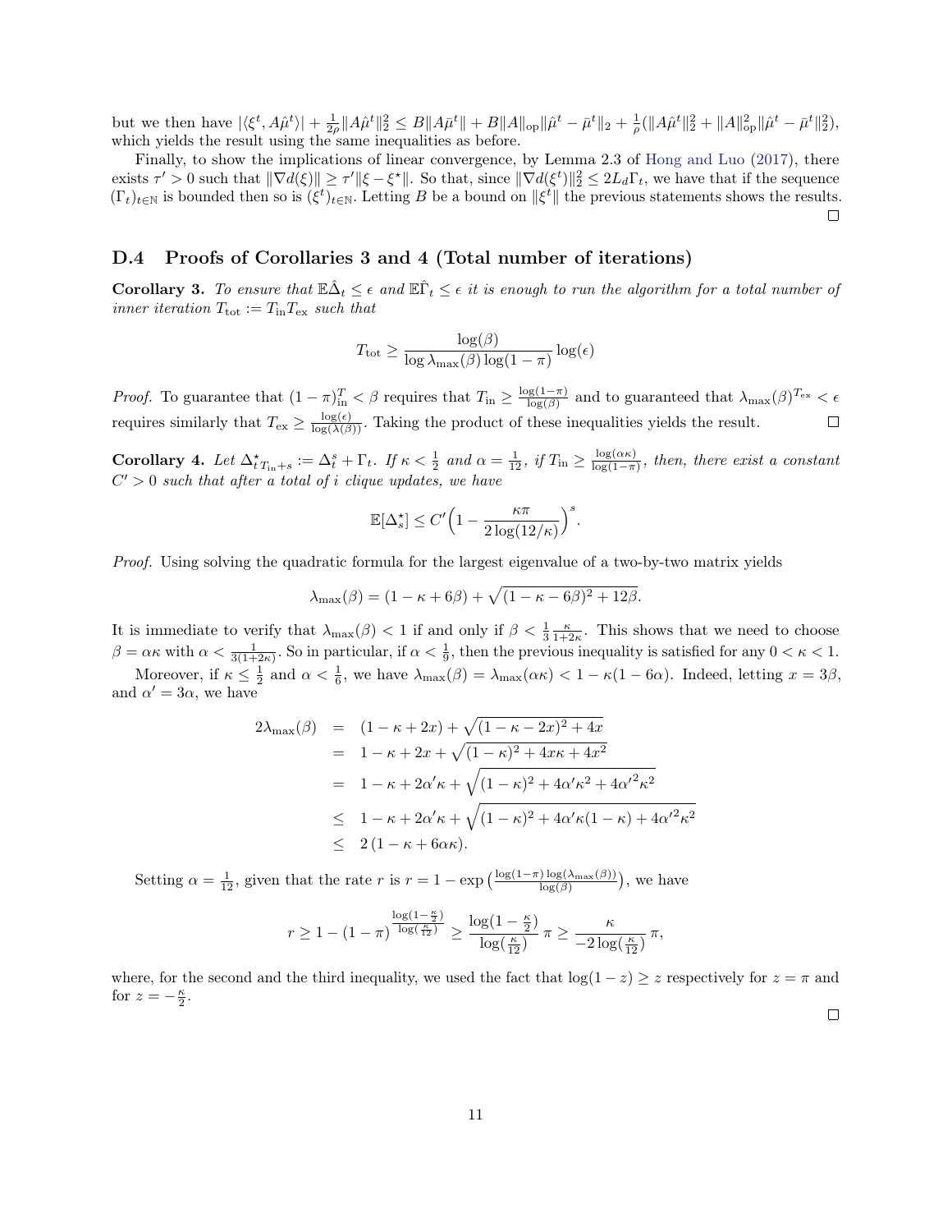but we then have $|\langle \xi^t, A\hat{\mu}^t\rangle| + \frac{1}{2\rho}\|A\hat{\mu}^t\|_2^2 \leq B\|A\bar{\mu}^t\| + B\|A\|_{\rm op}\|\hat{\mu}^t - \bar{\mu}^t\|_2 + \frac{1}{\rho}(\|A\hat{\mu}^t\|_2^2 + \|A\|_{\rm op}^2\|\hat{\mu}^t - \bar{\mu}^t\|_2^2)$, which yields the result using the same inequalities as before.

Finally, to show the implications of linear convergence, by Lemma 2.3 of Hong and Luo (2017), there exists $\tau' > 0$ such that $\|\nabla d(\xi)\| \geq \tau'\|\xi - \xi^\star\|$. So that, since $\|\nabla d(\xi^t)\|_2^2 \leq 2L_d\Gamma_t$, we have that if the sequence $(\Gamma_t)_{t\in\mathbb{N}}$ is bounded then so is $(\xi^t)_{t\in\mathbb{N}}$. Letting $B$ be a bound on $\|\xi^t\|$ the previous statements shows the results. □

### D.4 Proofs of Corollaries 3 and 4 (Total number of iterations)

**Corollary 3.** *To ensure that $\mathbb{E}\hat{\Delta}_t \leq \epsilon$ and $\mathbb{E}\hat{\Gamma}_t \leq \epsilon$ it is enough to run the algorithm for a total number of inner iteration $T_{\rm tot} := T_{\rm in}T_{\rm ex}$ such that*

$$T_{\rm tot} \geq \frac{\log(\beta)}{\log \lambda_{\max}(\beta)\log(1-\pi)}\log(\epsilon)$$

*Proof.* To guarantee that $(1-\pi)_{\rm in}^T < \beta$ requires that $T_{\rm in} \geq \frac{\log(1-\pi)}{\log(\beta)}$ and to guaranteed that $\lambda_{\max}(\beta)^{T_{\rm ex}} < \epsilon$ requires similarly that $T_{\rm ex} \geq \frac{\log(\epsilon)}{\log(\lambda(\beta))}$. Taking the product of these inequalities yields the result. □

**Corollary 4.** *Let ${\Delta^\star_t}_{T_{\rm in}+s} := \Delta_t^s + \Gamma_t$. If $\kappa < \frac{1}{2}$ and $\alpha = \frac{1}{12}$, if $T_{\rm in} \geq \frac{\log(\alpha\kappa)}{\log(1-\pi)}$, then, there exist a constant $C' > 0$ such that after a total of $i$ clique updates, we have*

$$\mathbb{E}[\Delta_s^\star] \leq C'\Big(1 - \frac{\kappa\pi}{2\log(12/\kappa)}\Big)^s.$$

*Proof.* Using solving the quadratic formula for the largest eigenvalue of a two-by-two matrix yields

$$\lambda_{\max}(\beta) = (1-\kappa+6\beta) + \sqrt{(1-\kappa-6\beta)^2 + 12\beta}.$$

It is immediate to verify that $\lambda_{\max}(\beta) < 1$ if and only if $\beta < \frac{1}{3}\frac{\kappa}{1+2\kappa}$. This shows that we need to choose $\beta = \alpha\kappa$ with $\alpha < \frac{1}{3(1+2\kappa)}$. So in particular, if $\alpha < \frac{1}{9}$, then the previous inequality is satisfied for any $0 < \kappa < 1$.

Moreover, if $\kappa \leq \frac{1}{2}$ and $\alpha < \frac{1}{6}$, we have $\lambda_{\max}(\beta) = \lambda_{\max}(\alpha\kappa) < 1 - \kappa(1-6\alpha)$. Indeed, letting $x = 3\beta$, and $\alpha' = 3\alpha$, we have

$$\begin{aligned}
2\lambda_{\max}(\beta) &= (1-\kappa+2x) + \sqrt{(1-\kappa-2x)^2 + 4x} \\
&= 1-\kappa+2x + \sqrt{(1-\kappa)^2 + 4x\kappa + 4x^2} \\
&= 1-\kappa+2\alpha'\kappa + \sqrt{(1-\kappa)^2 + 4\alpha'\kappa^2 + 4{\alpha'}^2\kappa^2} \\
&\leq 1-\kappa+2\alpha'\kappa + \sqrt{(1-\kappa)^2 + 4\alpha'\kappa(1-\kappa) + 4{\alpha'}^2\kappa^2} \\
&\leq 2\,(1-\kappa+6\alpha\kappa).
\end{aligned}$$

Setting $\alpha = \frac{1}{12}$, given that the rate $r$ is $r = 1 - \exp\big(\frac{\log(1-\pi)\log(\lambda_{\max}(\beta))}{\log(\beta)}\big)$, we have

$$r \geq 1 - (1-\pi)^{\frac{\log(1-\frac{\kappa}{2})}{\log(\frac{\kappa}{12})}} \geq \frac{\log(1-\frac{\kappa}{2})}{\log(\frac{\kappa}{12})}\,\pi \geq \frac{\kappa}{-2\log(\frac{\kappa}{12})}\,\pi,$$

where, for the second and the third inequality, we used the fact that $\log(1-z) \geq z$ respectively for $z = \pi$ and for $z = -\frac{\kappa}{2}$. □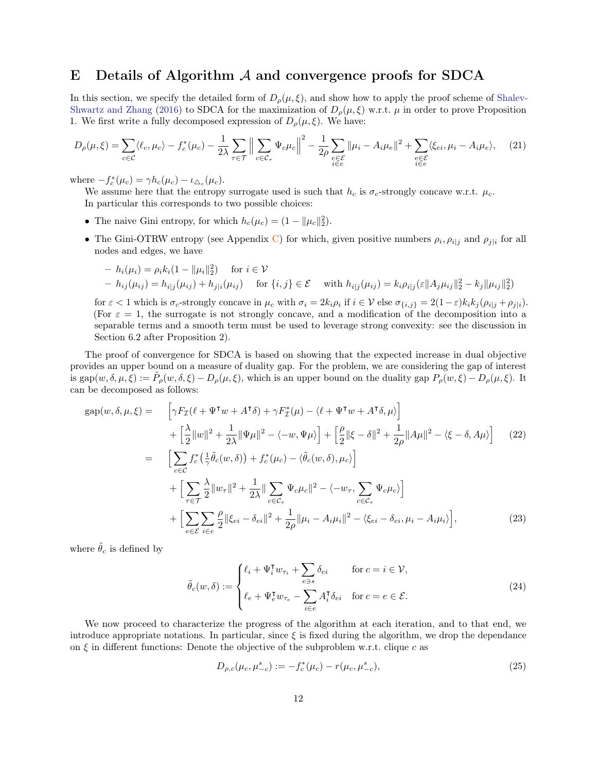# E Details of Algorithm $\mathcal{A}$ and convergence proofs for SDCA

In this section, we specify the detailed form of $D_\rho(\mu, \xi)$, and show how to apply the proof scheme of Shalev-Shwartz and Zhang (2016) to SDCA for the maximization of $D_\rho(\mu, \xi)$ w.r.t. $\mu$ in order to prove Proposition 1. We first write a fully decomposed expression of $D_\rho(\mu, \xi)$. We have:

$$D_\rho(\mu, \xi) = \sum_{c \in \mathcal{C}} \langle \ell_c, \mu_c \rangle - f_c^*(\mu_c) - \frac{1}{2\lambda} \sum_{\tau \in \mathcal{T}} \Big\| \sum_{c \in \mathcal{C}_\tau} \Psi_c \mu_c \Big\|^2 - \frac{1}{2\rho} \sum_{\substack{e \in \mathcal{E} \\ i \in e}} \|\mu_i - A_i \mu_e\|^2 + \sum_{\substack{e \in \mathcal{E} \\ i \in e}} \langle \xi_{ei}, \mu_i - A_i \mu_e \rangle, \tag{21}$$

where $-f_c^*(\mu_c) = \gamma h_c(\mu_c) - \iota_{\triangle_c}(\mu_c)$.

We assume here that the entropy surrogate used is such that $h_c$ is $\sigma_c$-strongly concave w.r.t. $\mu_c$.
In particular this corresponds to two possible choices:

- The naive Gini entropy, for which $h_c(\mu_c) = (1 - \|\mu_c\|_2^2)$.
- The Gini-OTRW entropy (see Appendix C) for which, given positive numbers $\rho_i, \rho_{i|j}$ and $\rho_{j|i}$ for all nodes and edges, we have
  - $h_i(\mu_i) = \rho_i k_i (1 - \|\mu_i\|_2^2)$ for $i \in \mathcal{V}$
  - $h_{ij}(\mu_{ij}) = h_{i|j}(\mu_{ij}) + h_{j|i}(\mu_{ij})$ for $\{i, j\} \in \mathcal{E}$ with $h_{i|j}(\mu_{ij}) = k_i \rho_{i|j} (\varepsilon \|A_j \mu_{ij}\|_2^2 - k_j \|\mu_{ij}\|_2^2)$

  for $\varepsilon < 1$ which is $\sigma_c$-strongly concave in $\mu_c$ with $\sigma_i = 2k_i\rho_i$ if $i \in \mathcal{V}$ else $\sigma_{\{i,j\}} = 2(1-\varepsilon)k_i k_j (\rho_{i|j} + \rho_{j|i})$. (For $\varepsilon = 1$, the surrogate is not strongly concave, and a modification of the decomposition into a separable terms and a smooth term must be used to leverage strong convexity: see the discussion in Section 6.2 after Proposition 2).

The proof of convergence for SDCA is based on showing that the expected increase in dual objective provides an upper bound on a measure of duality gap. For the problem, we are considering the gap of interest is $\text{gap}(w, \delta, \mu, \xi) := \tilde{P}_\rho(w, \delta, \xi) - D_\rho(\mu, \xi)$, which is an upper bound on the duality gap $P_\rho(w, \xi) - D_\rho(\mu, \xi)$. It can be decomposed as follows:

$$\begin{aligned}
\text{gap}(w, \delta, \mu, \xi) = \quad & \Big[\gamma F_{\mathcal{I}}(\ell + \Psi^\intercal w + A^\intercal \delta) + \gamma F_{\mathcal{I}}^*(\mu) - \langle \ell + \Psi^\intercal w + A^\intercal \delta, \mu \rangle\Big] \\
& + \Big[\frac{\lambda}{2}\|w\|^2 + \frac{1}{2\lambda}\|\Psi\mu\|^2 - \langle -w, \Psi\mu \rangle\Big] + \Big[\frac{\rho}{2}\|\xi - \delta\|^2 + \frac{1}{2\rho}\|A\mu\|^2 - \langle \xi - \delta, A\mu \rangle\Big] \qquad (22) \\
= \quad & \Big[\sum_{c \in \mathcal{C}} f_c^*\big(\tfrac{1}{\gamma}\tilde{\theta}_c(w, \delta)\big) + f_c^*(\mu_c) - \langle \tilde{\theta}_c(w, \delta), \mu_c \rangle\Big] \\
& + \Big[\sum_{\tau \in \mathcal{T}} \frac{\lambda}{2}\|w_\tau\|^2 + \frac{1}{2\lambda}\|\sum_{c \in \mathcal{C}_\tau} \Psi_c \mu_c\|^2 - \langle -w_\tau, \sum_{c \in \mathcal{C}_\tau} \Psi_c \mu_c \rangle\Big] \\
& + \Big[\sum_{e \in \mathcal{E}} \sum_{i \in e} \frac{\rho}{2}\|\xi_{ei} - \delta_{ei}\|^2 + \frac{1}{2\rho}\|\mu_i - A_i \mu_i\|^2 - \langle \xi_{ei} - \delta_{ei}, \mu_i - A_i \mu_i \rangle\Big], \qquad (23)
\end{aligned}$$

where $\tilde{\theta}_c$ is defined by

$$\tilde{\theta}_c(w, \delta) := \begin{cases} \ell_i + \Psi_i^\intercal w_{\tau_i} + \sum_{e \ni s} \delta_{ei} & \text{for } c = i \in \mathcal{V}, \\ \ell_e + \Psi_e^\intercal w_{\tau_e} - \sum_{i \in e} A_i^\intercal \delta_{ei} & \text{for } c = e \in \mathcal{E}. \end{cases} \tag{24}$$

We now proceed to characterize the progress of the algorithm at each iteration, and to that end, we introduce appropriate notations. In particular, since $\xi$ is fixed during the algorithm, we drop the dependance on $\xi$ in different functions: Denote the objective of the subproblem w.r.t. clique $c$ as

$$D_{\rho,c}(\mu_c, \mu_{-c}^s) := -f_c^*(\mu_c) - r(\mu_c, \mu_{-c}^s), \tag{25}$$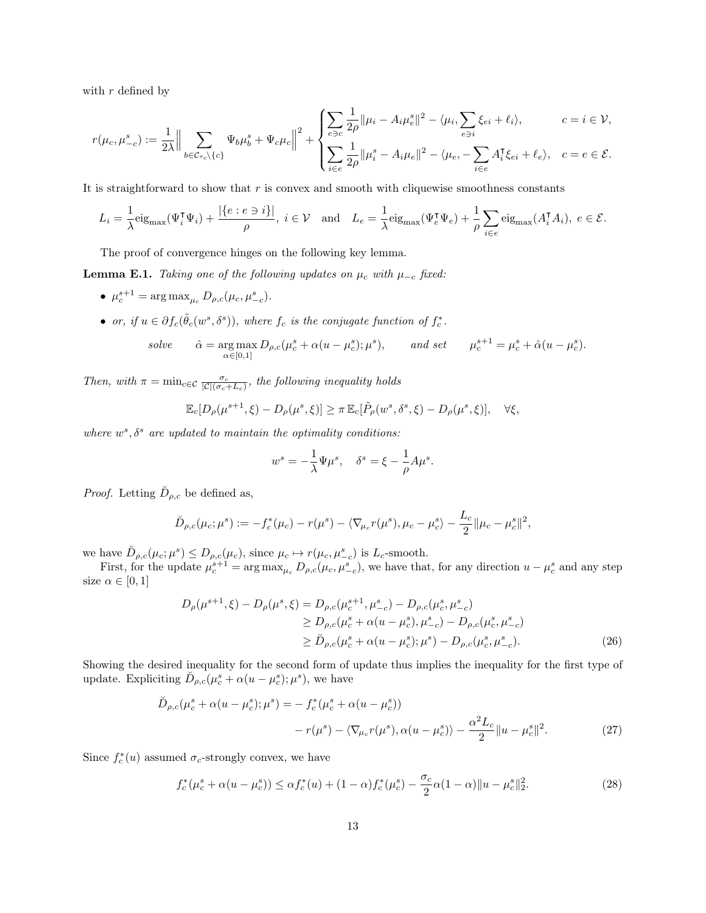with $r$ defined by

$$
r(\mu_c, \mu_{-c}^s) := \frac{1}{2\lambda}\Big\| \sum_{b \in \mathcal{C}_{\tau_c} \setminus \{c\}} \Psi_b \mu_b^s + \Psi_c \mu_c \Big\|^2 + \begin{cases} \displaystyle\sum_{e \ni c} \frac{1}{2\rho}\|\mu_i - A_i \mu_e^s\|^2 - \langle \mu_i, \sum_{e \ni i} \xi_{ei} + \ell_i \rangle, & c = i \in \mathcal{V}, \\ \displaystyle\sum_{i \in e} \frac{1}{2\rho}\|\mu_i^s - A_i \mu_e\|^2 - \langle \mu_e, -\sum_{i \in e} A_i^\intercal \xi_{ei} + \ell_e \rangle, & c = e \in \mathcal{E}. \end{cases}
$$

It is straightforward to show that $r$ is convex and smooth with cliquewise smoothness constants

$$
L_i = \frac{1}{\lambda}\mathrm{eig}_{\max}(\Psi_i^\intercal \Psi_i) + \frac{|\{e : e \ni i\}|}{\rho},\ i \in \mathcal{V} \quad \text{and} \quad L_e = \frac{1}{\lambda}\mathrm{eig}_{\max}(\Psi_e^\intercal \Psi_e) + \frac{1}{\rho}\sum_{i \in e} \mathrm{eig}_{\max}(A_i^\intercal A_i),\ e \in \mathcal{E}.
$$

The proof of convergence hinges on the following key lemma.

**Lemma E.1.** *Taking one of the following updates on $\mu_c$ with $\mu_{-c}$ fixed:*

- $\mu_c^{s+1} = \arg\max_{\mu_c} D_{\rho,c}(\mu_c, \mu_{-c}^s)$.
- *or, if $u \in \partial f_c(\tilde{\theta}_c(w^s, \delta^s))$, where $f_c$ is the conjugate function of $f_c^*$.*

$$
\textit{solve} \qquad \hat{\alpha} = \underset{\alpha \in [0,1]}{\arg\max}\, D_{\rho,c}(\mu_c^s + \alpha(u - \mu_c^s); \mu^s), \qquad \textit{and set} \qquad \mu_c^{s+1} = \mu_c^s + \hat{\alpha}(u - \mu_c^s).
$$

*Then, with $\pi = \min_{c \in \mathcal{C}} \frac{\sigma_c}{|\mathcal{C}|(\sigma_c + L_c)}$, the following inequality holds*

$$
\mathbb{E}_c[D_\rho(\mu^{s+1}, \xi) - D_\rho(\mu^s, \xi)] \geq \pi\, \mathbb{E}_c[\tilde{P}_\rho(w^s, \delta^s, \xi) - D_\rho(\mu^s, \xi)], \quad \forall \xi,
$$

*where $w^s, \delta^s$ are updated to maintain the optimality conditions:*

$$
w^s = -\frac{1}{\lambda}\Psi \mu^s, \quad \delta^s = \xi - \frac{1}{\rho}A\mu^s.
$$

*Proof.* Letting $\breve{D}_{\rho,c}$ be defined as,

$$
\breve{D}_{\rho,c}(\mu_c; \mu^s) := -f_c^*(\mu_c) - r(\mu^s) - \langle \nabla_{\mu_c} r(\mu^s), \mu_c - \mu_c^s \rangle - \frac{L_c}{2}\|\mu_c - \mu_c^s\|^2,
$$

we have $\breve{D}_{\rho,c}(\mu_c; \mu^s) \leq D_{\rho,c}(\mu_c)$, since $\mu_c \mapsto r(\mu_c, \mu_{-c}^s)$ is $L_c$-smooth.

First, for the update $\mu_c^{s+1} = \arg\max_{\mu_c} D_{\rho,c}(\mu_c, \mu_{-c}^s)$, we have that, for any direction $u - \mu_c^s$ and any step size $\alpha \in [0,1]$

$$
\begin{aligned}
D_\rho(\mu^{s+1}, \xi) - D_\rho(\mu^s, \xi) &= D_{\rho,c}(\mu_c^{s+1}, \mu_{-c}^s) - D_{\rho,c}(\mu_c^s, \mu_{-c}^s) \\
&\geq D_{\rho,c}(\mu_c^s + \alpha(u - \mu_c^s), \mu_{-c}^s) - D_{\rho,c}(\mu_c^s, \mu_{-c}^s) \\
&\geq \breve{D}_{\rho,c}(\mu_c^s + \alpha(u - \mu_c^s); \mu^s) - D_{\rho,c}(\mu_c^s, \mu_{-c}^s).
\end{aligned} \tag{26}
$$

Showing the desired inequality for the second form of update thus implies the inequality for the first type of update. Expliciting $\breve{D}_{\rho,c}(\mu_c^s + \alpha(u - \mu_c^s); \mu^s)$, we have

$$
\begin{aligned}
\breve{D}_{\rho,c}(\mu_c^s + \alpha(u - \mu_c^s); \mu^s) = &- f_c^*(\mu_c^s + \alpha(u - \mu_c^s)) \\
&- r(\mu^s) - \langle \nabla_{\mu_c} r(\mu^s), \alpha(u - \mu_c^s) \rangle - \frac{\alpha^2 L_c}{2}\|u - \mu_c^s\|^2.
\end{aligned} \tag{27}
$$

Since $f_c^*(u)$ assumed $\sigma_c$-strongly convex, we have

$$
f_c^*(\mu_c^s + \alpha(u - \mu_c^s)) \leq \alpha f_c^*(u) + (1 - \alpha) f_c^*(\mu_c^s) - \frac{\sigma_c}{2}\alpha(1 - \alpha)\|u - \mu_c^s\|_2^2. \tag{28}
$$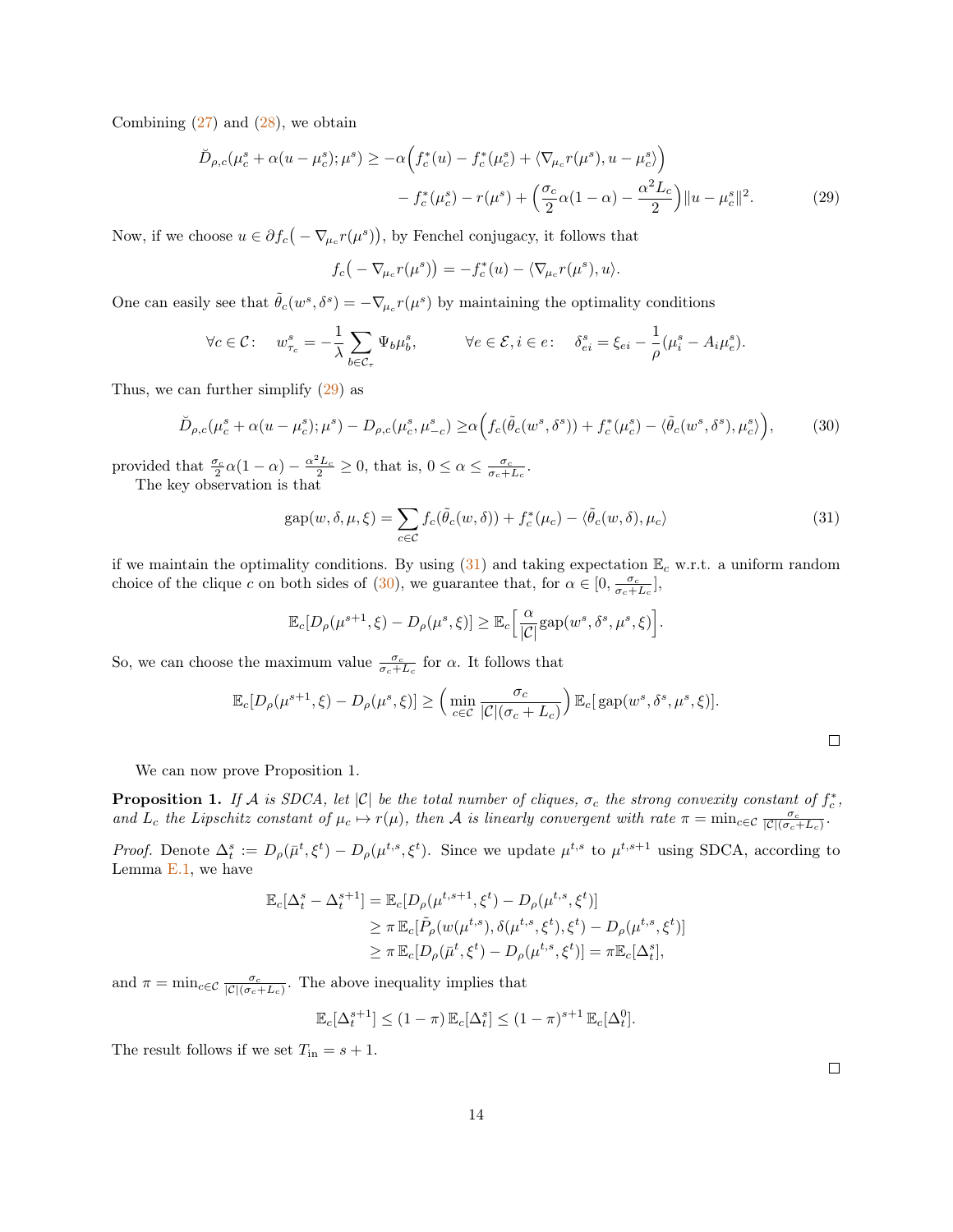Combining (27) and (28), we obtain

$$\breve{D}_{\rho,c}(\mu_c^s + \alpha(u - \mu_c^s); \mu^s) \geq -\alpha\Big(f_c^*(u) - f_c^*(\mu_c^s) + \langle \nabla_{\mu_c} r(\mu^s), u - \mu_c^s\rangle\Big) \\ - f_c^*(\mu_c^s) - r(\mu^s) + \Big(\frac{\sigma_c}{2}\alpha(1-\alpha) - \frac{\alpha^2 L_c}{2}\Big)\|u - \mu_c^s\|^2. \tag{29}$$

Now, if we choose $u \in \partial f_c\big(-\nabla_{\mu_c} r(\mu^s)\big)$, by Fenchel conjugacy, it follows that

$$f_c\big(-\nabla_{\mu_c} r(\mu^s)\big) = -f_c^*(u) - \langle \nabla_{\mu_c} r(\mu^s), u\rangle.$$

One can easily see that $\tilde{\theta}_c(w^s, \delta^s) = -\nabla_{\mu_c} r(\mu^s)$ by maintaining the optimality conditions

$$\forall c \in \mathcal{C}: \quad w_{\tau_c}^s = -\frac{1}{\lambda}\sum_{b \in \mathcal{C}_\tau} \Psi_b \mu_b^s, \qquad \forall e \in \mathcal{E}, i \in e: \quad \delta_{ei}^s = \xi_{ei} - \frac{1}{\rho}(\mu_i^s - A_i \mu_e^s).$$

Thus, we can further simplify (29) as

$$\breve{D}_{\rho,c}(\mu_c^s + \alpha(u - \mu_c^s); \mu^s) - D_{\rho,c}(\mu_c^s, \mu_{-c}^s) \geq \alpha\Big(f_c(\tilde{\theta}_c(w^s, \delta^s)) + f_c^*(\mu_c^s) - \langle \tilde{\theta}_c(w^s, \delta^s), \mu_c^s\rangle\Big), \tag{30}$$

provided that $\frac{\sigma_c}{2}\alpha(1-\alpha) - \frac{\alpha^2 L_c}{2} \geq 0$, that is, $0 \leq \alpha \leq \frac{\sigma_c}{\sigma_c + L_c}$.

The key observation is that

$$\text{gap}(w, \delta, \mu, \xi) = \sum_{c \in \mathcal{C}} f_c(\tilde{\theta}_c(w, \delta)) + f_c^*(\mu_c) - \langle \tilde{\theta}_c(w, \delta), \mu_c\rangle \tag{31}$$

if we maintain the optimality conditions. By using (31) and taking expectation $\mathbb{E}_c$ w.r.t. a uniform random choice of the clique $c$ on both sides of (30), we guarantee that, for $\alpha \in [0, \frac{\sigma_c}{\sigma_c + L_c}]$,

$$\mathbb{E}_c[D_\rho(\mu^{s+1}, \xi) - D_\rho(\mu^s, \xi)] \geq \mathbb{E}_c\Big[\frac{\alpha}{|\mathcal{C}|}\text{gap}(w^s, \delta^s, \mu^s, \xi)\Big].$$

So, we can choose the maximum value $\frac{\sigma_c}{\sigma_c + L_c}$ for $\alpha$. It follows that

$$\mathbb{E}_c[D_\rho(\mu^{s+1}, \xi) - D_\rho(\mu^s, \xi)] \geq \Big(\min_{c \in \mathcal{C}} \frac{\sigma_c}{|\mathcal{C}|(\sigma_c + L_c)}\Big)\mathbb{E}_c[\text{gap}(w^s, \delta^s, \mu^s, \xi)].$$

□

We can now prove Proposition 1.

**Proposition 1.** *If $\mathcal{A}$ is SDCA, let $|\mathcal{C}|$ be the total number of cliques, $\sigma_c$ the strong convexity constant of $f_c^*$, and $L_c$ the Lipschitz constant of $\mu_c \mapsto r(\mu)$, then $\mathcal{A}$ is linearly convergent with rate $\pi = \min_{c \in \mathcal{C}} \frac{\sigma_c}{|\mathcal{C}|(\sigma_c + L_c)}$.*

*Proof.* Denote $\Delta_t^s := D_\rho(\bar{\mu}_t, \xi^t) - D_\rho(\mu^{t,s}, \xi^t)$. Since we update $\mu^{t,s}$ to $\mu^{t,s+1}$ using SDCA, according to Lemma E.1, we have

$$\begin{aligned}
\mathbb{E}_c[\Delta_t^s - \Delta_t^{s+1}] &= \mathbb{E}_c[D_\rho(\mu^{t,s+1}, \xi^t) - D_\rho(\mu^{t,s}, \xi^t)] \\
&\geq \pi\,\mathbb{E}_c[\tilde{P}_\rho(w(\mu^{t,s}), \delta(\mu^{t,s}, \xi^t), \xi^t) - D_\rho(\mu^{t,s}, \xi^t)] \\
&\geq \pi\,\mathbb{E}_c[D_\rho(\bar{\mu}^t, \xi^t) - D_\rho(\mu^{t,s}, \xi^t)] = \pi\mathbb{E}_c[\Delta_t^s],
\end{aligned}$$

and $\pi = \min_{c \in \mathcal{C}} \frac{\sigma_c}{|\mathcal{C}|(\sigma_c + L_c)}$. The above inequality implies that

$$\mathbb{E}_c[\Delta_t^{s+1}] \leq (1 - \pi)\,\mathbb{E}_c[\Delta_t^s] \leq (1 - \pi)^{s+1}\,\mathbb{E}_c[\Delta_t^0].$$

The result follows if we set $T_{\text{in}} = s + 1$.

□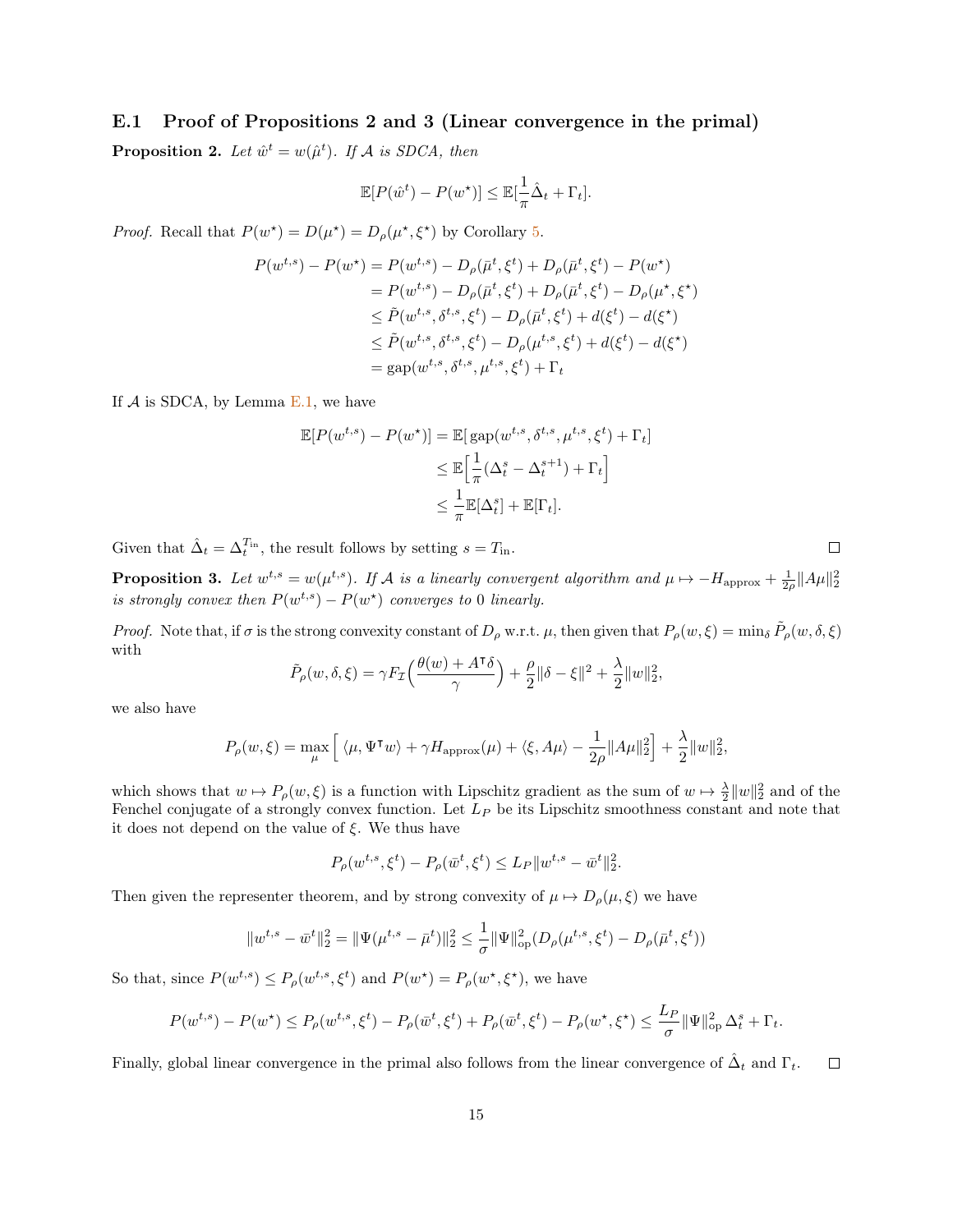### E.1 Proof of Propositions 2 and 3 (Linear convergence in the primal)

**Proposition 2.** *Let $\hat{w}^t = w(\hat{\mu}^t)$. If $\mathcal{A}$ is SDCA, then*

$$\mathbb{E}[P(\hat{w}^t) - P(w^\star)] \leq \mathbb{E}[\frac{1}{\pi}\hat{\Delta}_t + \Gamma_t].$$

*Proof.* Recall that $P(w^\star) = D(\mu^\star) = D_\rho(\mu^\star, \xi^\star)$ by Corollary 5.

$$\begin{aligned}
P(w^{t,s}) - P(w^\star) &= P(w^{t,s}) - D_\rho(\bar{\mu}^t, \xi^t) + D_\rho(\bar{\mu}^t, \xi^t) - P(w^\star) \\
&= P(w^{t,s}) - D_\rho(\bar{\mu}^t, \xi^t) + D_\rho(\bar{\mu}^t, \xi^t) - D_\rho(\mu^\star, \xi^\star) \\
&\leq \tilde{P}(w^{t,s}, \delta^{t,s}, \xi^t) - D_\rho(\bar{\mu}^t, \xi^t) + d(\xi^t) - d(\xi^\star) \\
&\leq \tilde{P}(w^{t,s}, \delta^{t,s}, \xi^t) - D_\rho(\mu^{t,s}, \xi^t) + d(\xi^t) - d(\xi^\star) \\
&= \operatorname{gap}(w^{t,s}, \delta^{t,s}, \mu^{t,s}, \xi^t) + \Gamma_t
\end{aligned}$$

If $\mathcal{A}$ is SDCA, by Lemma E.1, we have

$$\begin{aligned}
\mathbb{E}[P(w^{t,s}) - P(w^\star)] &= \mathbb{E}[\operatorname{gap}(w^{t,s}, \delta^{t,s}, \mu^{t,s}, \xi^t) + \Gamma_t] \\
&\leq \mathbb{E}\Big[\frac{1}{\pi}(\Delta_t^s - \Delta_t^{s+1}) + \Gamma_t\Big] \\
&\leq \frac{1}{\pi}\mathbb{E}[\Delta_t^s] + \mathbb{E}[\Gamma_t].
\end{aligned}$$

Given that $\hat{\Delta}_t = \Delta_t^{T_{\text{in}}}$, the result follows by setting $s = T_{\text{in}}$. ∎

**Proposition 3.** *Let $w^{t,s} = w(\mu^{t,s})$. If $\mathcal{A}$ is a linearly convergent algorithm and $\mu \mapsto -H_{\text{approx}} + \frac{1}{2\rho}\|A\mu\|_2^2$ is strongly convex then $P(w^{t,s}) - P(w^\star)$ converges to 0 linearly.*

*Proof.* Note that, if $\sigma$ is the strong convexity constant of $D_\rho$ w.r.t. $\mu$, then given that $P_\rho(w, \xi) = \min_\delta \tilde{P}_\rho(w, \delta, \xi)$ with

$$\tilde{P}_\rho(w, \delta, \xi) = \gamma F_{\mathcal{I}}\Big(\frac{\theta(w) + A^\intercal \delta}{\gamma}\Big) + \frac{\rho}{2}\|\delta - \xi\|^2 + \frac{\lambda}{2}\|w\|_2^2,$$

we also have

$$P_\rho(w, \xi) = \max_\mu \Big[\, \langle \mu, \Psi^\intercal w\rangle + \gamma H_{\text{approx}}(\mu) + \langle \xi, A\mu\rangle - \frac{1}{2\rho}\|A\mu\|_2^2\Big] + \frac{\lambda}{2}\|w\|_2^2,$$

which shows that $w \mapsto P_\rho(w, \xi)$ is a function with Lipschitz gradient as the sum of $w \mapsto \frac{\lambda}{2}\|w\|_2^2$ and of the Fenchel conjugate of a strongly convex function. Let $L_P$ be its Lipschitz smoothness constant and note that it does not depend on the value of $\xi$. We thus have

$$P_\rho(w^{t,s}, \xi^t) - P_\rho(\bar{w}^t, \xi^t) \leq L_P \|w^{t,s} - \bar{w}^t\|_2^2.$$

Then given the representer theorem, and by strong convexity of $\mu \mapsto D_\rho(\mu, \xi)$ we have

$$\|w^{t,s} - \bar{w}^t\|_2^2 = \|\Psi(\mu^{t,s} - \bar{\mu}^t)\|_2^2 \leq \frac{1}{\sigma}\|\Psi\|_{\text{op}}^2 (D_\rho(\mu^{t,s}, \xi^t) - D_\rho(\bar{\mu}^t, \xi^t))$$

So that, since $P(w^{t,s}) \leq P_\rho(w^{t,s}, \xi^t)$ and $P(w^\star) = P_\rho(w^\star, \xi^\star)$, we have

$$P(w^{t,s}) - P(w^\star) \leq P_\rho(w^{t,s}, \xi^t) - P_\rho(\bar{w}^t, \xi^t) + P_\rho(\bar{w}^t, \xi^t) - P_\rho(w^\star, \xi^\star) \leq \frac{L_P}{\sigma}\|\Psi\|_{\text{op}}^2\, \Delta_t^s + \Gamma_t.$$

Finally, global linear convergence in the primal also follows from the linear convergence of $\hat{\Delta}_t$ and $\Gamma_t$. ∎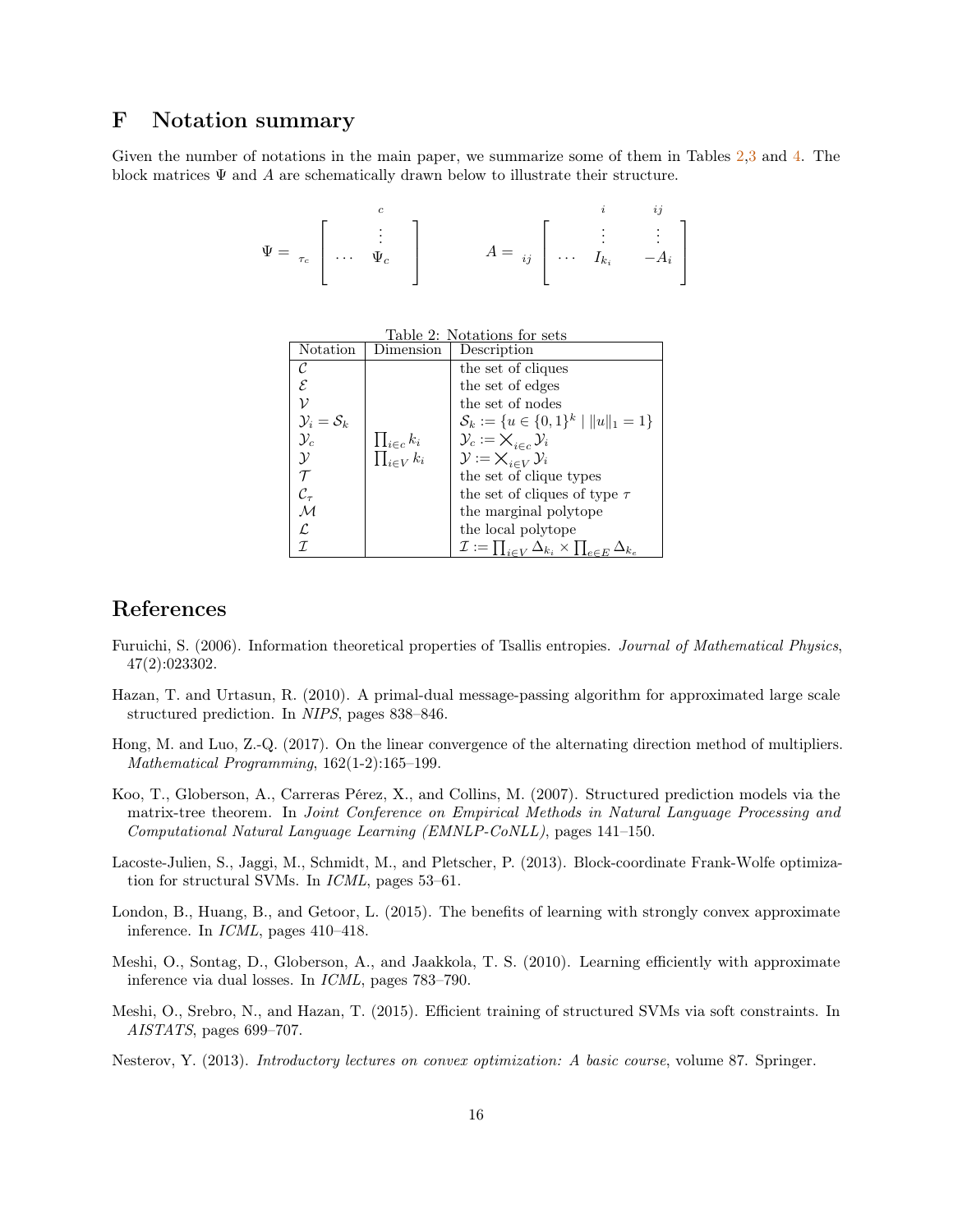# F Notation summary

Given the number of notations in the main paper, we summarize some of them in Tables 2,3 and 4. The block matrices $\Psi$ and $A$ are schematically drawn below to illustrate their structure.

$$\Psi = \begin{array}{c} \\ \tau_c \end{array} \begin{bmatrix} & \overset{c}{\vdots} & \\ \cdots & \Psi_c & \end{bmatrix} \qquad A = \begin{array}{c} \\ ij \end{array} \begin{bmatrix} & \overset{i}{\vdots} & \overset{ij}{\vdots} \\ \cdots & I_{k_i} & -A_i \end{bmatrix}$$

Table 2: Notations for sets

| Notation | Dimension | Description |
|---|---|---|
| $\mathcal{C}$ | | the set of cliques |
| $\mathcal{E}$ | | the set of edges |
| $\mathcal{V}$ | | the set of nodes |
| $\mathcal{Y}_i = \mathcal{S}_k$ | | $\mathcal{S}_k := \{u \in \{0,1\}^k \mid \|u\|_1 = 1\}$ |
| $\mathcal{Y}_c$ | $\prod_{i \in c} k_i$ | $\mathcal{Y}_c := \bigtimes_{i \in c} \mathcal{Y}_i$ |
| $\mathcal{Y}$ | $\prod_{i \in V} k_i$ | $\mathcal{Y} := \bigtimes_{i \in V} \mathcal{Y}_i$ |
| $\mathcal{T}$ | | the set of clique types |
| $\mathcal{C}_\tau$ | | the set of cliques of type $\tau$ |
| $\mathcal{M}$ | | the marginal polytope |
| $\mathcal{L}$ | | the local polytope |
| $\mathcal{I}$ | | $\mathcal{I} := \prod_{i \in V} \Delta_{k_i} \times \prod_{e \in E} \Delta_{k_e}$ |

# References

Furuichi, S. (2006). Information theoretical properties of Tsallis entropies. *Journal of Mathematical Physics*, 47(2):023302.

Hazan, T. and Urtasun, R. (2010). A primal-dual message-passing algorithm for approximated large scale structured prediction. In *NIPS*, pages 838–846.

Hong, M. and Luo, Z.-Q. (2017). On the linear convergence of the alternating direction method of multipliers. *Mathematical Programming*, 162(1-2):165–199.

Koo, T., Globerson, A., Carreras Pérez, X., and Collins, M. (2007). Structured prediction models via the matrix-tree theorem. In *Joint Conference on Empirical Methods in Natural Language Processing and Computational Natural Language Learning (EMNLP-CoNLL)*, pages 141–150.

Lacoste-Julien, S., Jaggi, M., Schmidt, M., and Pletscher, P. (2013). Block-coordinate Frank-Wolfe optimization for structural SVMs. In *ICML*, pages 53–61.

London, B., Huang, B., and Getoor, L. (2015). The benefits of learning with strongly convex approximate inference. In *ICML*, pages 410–418.

Meshi, O., Sontag, D., Globerson, A., and Jaakkola, T. S. (2010). Learning efficiently with approximate inference via dual losses. In *ICML*, pages 783–790.

Meshi, O., Srebro, N., and Hazan, T. (2015). Efficient training of structured SVMs via soft constraints. In *AISTATS*, pages 699–707.

Nesterov, Y. (2013). *Introductory lectures on convex optimization: A basic course*, volume 87. Springer.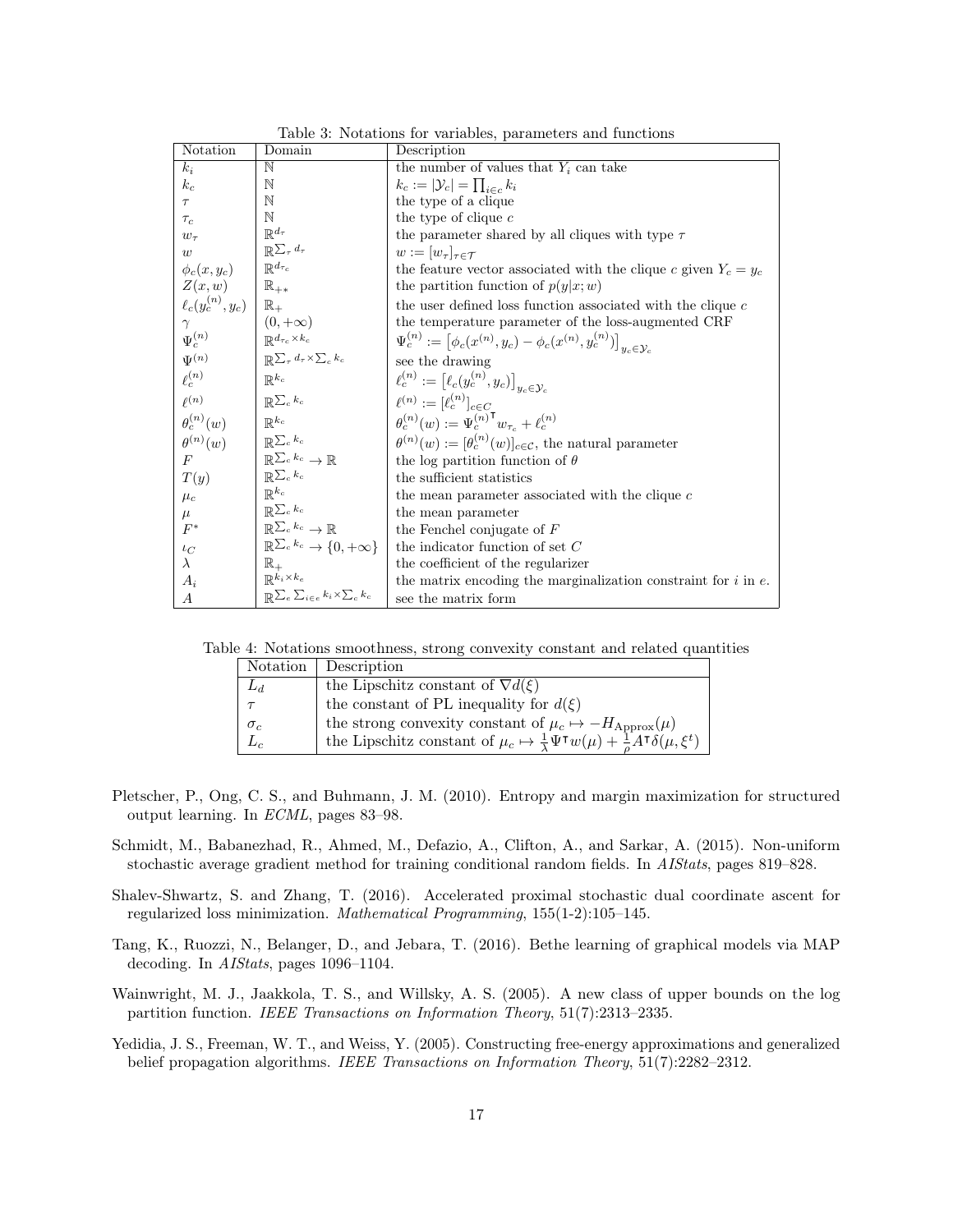Table 3: Notations for variables, parameters and functions

| Notation | Domain | Description |
|---|---|---|
| $k_i$ | $\mathbb{N}$ | the number of values that $Y_i$ can take |
| $k_c$ | $\mathbb{N}$ | $k_c := \lvert\mathcal{Y}_c\rvert = \prod_{i \in c} k_i$ |
| $\tau$ | $\mathbb{N}$ | the type of a clique |
| $\tau_c$ | $\mathbb{N}$ | the type of clique $c$ |
| $w_\tau$ | $\mathbb{R}^{d_\tau}$ | the parameter shared by all cliques with type $\tau$ |
| $w$ | $\mathbb{R}^{\sum_\tau d_\tau}$ | $w := [w_\tau]_{\tau \in \mathcal{T}}$ |
| $\phi_c(x, y_c)$ | $\mathbb{R}^{d_{\tau_c}}$ | the feature vector associated with the clique $c$ given $Y_c = y_c$ |
| $Z(x, w)$ | $\mathbb{R}_{+*}$ | the partition function of $p(y\lvert x; w)$ |
| $\ell_c(y_c^{(n)}, y_c)$ | $\mathbb{R}_+$ | the user defined loss function associated with the clique $c$ |
| $\gamma$ | $(0, +\infty)$ | the temperature parameter of the loss-augmented CRF |
| $\Psi_c^{(n)}$ | $\mathbb{R}^{d_{\tau_c} \times k_c}$ | $\Psi_c^{(n)} := \left[\phi_c(x^{(n)}, y_c) - \phi_c(x^{(n)}, y_c^{(n)})\right]_{y_c \in \mathcal{Y}_c}$ |
| $\Psi^{(n)}$ | $\mathbb{R}^{\sum_\tau d_\tau \times \sum_c k_c}$ | see the drawing |
| $\ell_c^{(n)}$ | $\mathbb{R}^{k_c}$ | $\ell_c^{(n)} := \left[\ell_c(y_c^{(n)}, y_c)\right]_{y_c \in \mathcal{Y}_c}$ |
| $\ell^{(n)}$ | $\mathbb{R}^{\sum_c k_c}$ | $\ell^{(n)} := [\ell_c^{(n)}]_{c \in C}$ |
| $\theta_c^{(n)}(w)$ | $\mathbb{R}^{k_c}$ | $\theta_c^{(n)}(w) := \Psi_c^{(n)\intercal} w_{\tau_c} + \ell_c^{(n)}$ |
| $\theta^{(n)}(w)$ | $\mathbb{R}^{\sum_c k_c}$ | $\theta^{(n)}(w) := [\theta_c^{(n)}(w)]_{c \in \mathcal{C}}$, the natural parameter |
| $F$ | $\mathbb{R}^{\sum_c k_c} \to \mathbb{R}$ | the log partition function of $\theta$ |
| $T(y)$ | $\mathbb{R}^{\sum_c k_c}$ | the sufficient statistics |
| $\mu_c$ | $\mathbb{R}^{k_c}$ | the mean parameter associated with the clique $c$ |
| $\mu$ | $\mathbb{R}^{\sum_c k_c}$ | the mean parameter |
| $F^*$ | $\mathbb{R}^{\sum_c k_c} \to \mathbb{R}$ | the Fenchel conjugate of $F$ |
| $\iota_C$ | $\mathbb{R}^{\sum_c k_c} \to \{0, +\infty\}$ | the indicator function of set $C$ |
| $\lambda$ | $\mathbb{R}_+$ | the coefficient of the regularizer |
| $A_i$ | $\mathbb{R}^{k_i \times k_e}$ | the matrix encoding the marginalization constraint for $i$ in $e$. |
| $A$ | $\mathbb{R}^{\sum_e \sum_{i \in e} k_i \times \sum_c k_c}$ | see the matrix form |

Table 4: Notations smoothness, strong convexity constant and related quantities

| Notation | Description |
|---|---|
| $L_d$ | the Lipschitz constant of $\nabla d(\xi)$ |
| $\tau$ | the constant of PL inequality for $d(\xi)$ |
| $\sigma_c$ | the strong convexity constant of $\mu_c \mapsto -H_{\text{Approx}}(\mu)$ |
| $L_c$ | the Lipschitz constant of $\mu_c \mapsto \frac{1}{\lambda}\Psi^\intercal w(\mu) + \frac{1}{\rho}A^\intercal \delta(\mu, \xi^t)$ |

Pletscher, P., Ong, C. S., and Buhmann, J. M. (2010). Entropy and margin maximization for structured output learning. In *ECML*, pages 83–98.

Schmidt, M., Babanezhad, R., Ahmed, M., Defazio, A., Clifton, A., and Sarkar, A. (2015). Non-uniform stochastic average gradient method for training conditional random fields. In *AIStats*, pages 819–828.

Shalev-Shwartz, S. and Zhang, T. (2016). Accelerated proximal stochastic dual coordinate ascent for regularized loss minimization. *Mathematical Programming*, 155(1-2):105–145.

Tang, K., Ruozzi, N., Belanger, D., and Jebara, T. (2016). Bethe learning of graphical models via MAP decoding. In *AIStats*, pages 1096–1104.

Wainwright, M. J., Jaakkola, T. S., and Willsky, A. S. (2005). A new class of upper bounds on the log partition function. *IEEE Transactions on Information Theory*, 51(7):2313–2335.

Yedidia, J. S., Freeman, W. T., and Weiss, Y. (2005). Constructing free-energy approximations and generalized belief propagation algorithms. *IEEE Transactions on Information Theory*, 51(7):2282–2312.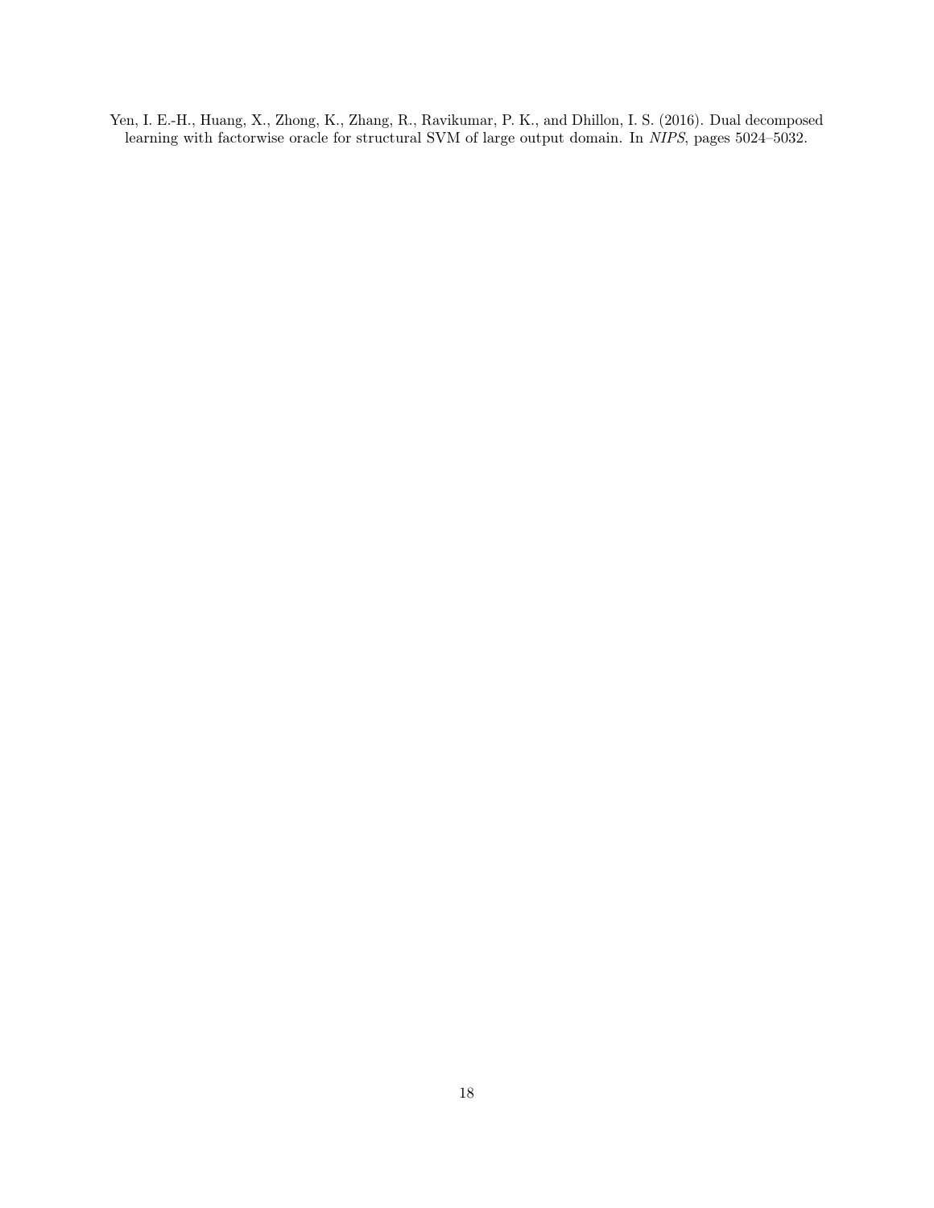Yen, I. E.-H., Huang, X., Zhong, K., Zhang, R., Ravikumar, P. K., and Dhillon, I. S. (2016). Dual decomposed learning with factorwise oracle for structural SVM of large output domain. In *NIPS*, pages 5024–5032.